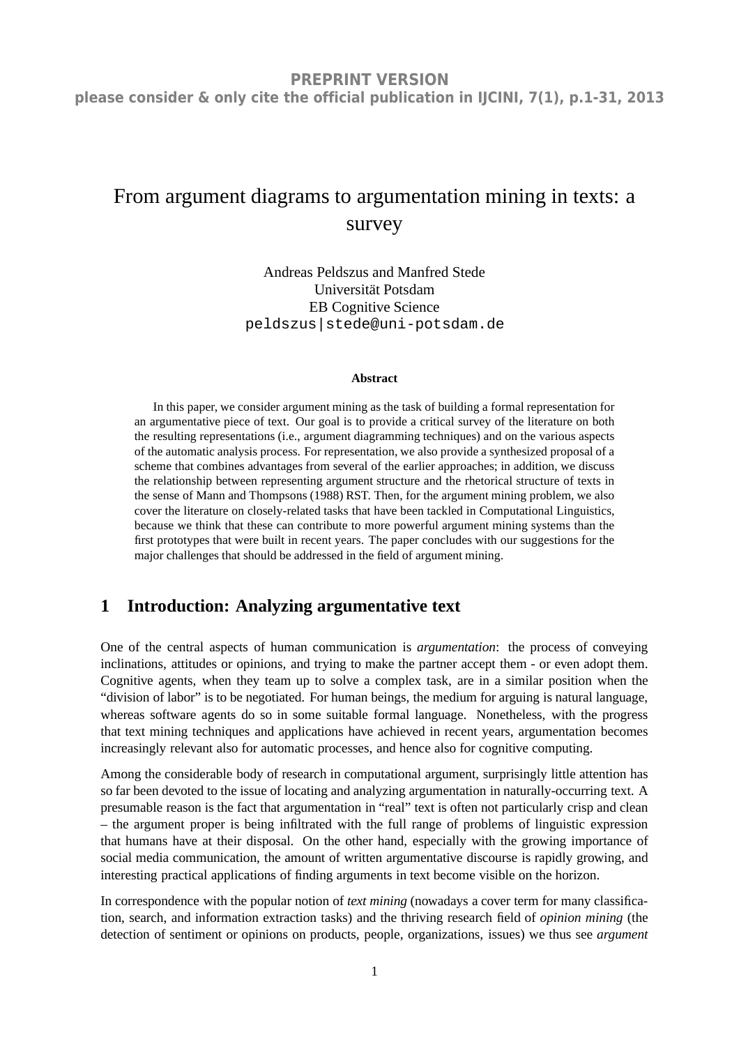**PREPRINT VERSION**
**please consider & only cite the official publication in IJCINI, 7(1), p.1-31, 2013**

# From argument diagrams to argumentation mining in texts: a survey

Andreas Peldszus and Manfred Stede
Universität Potsdam
EB Cognitive Science
peldszus|stede@uni-potsdam.de

**Abstract**

In this paper, we consider argument mining as the task of building a formal representation for an argumentative piece of text. Our goal is to provide a critical survey of the literature on both the resulting representations (i.e., argument diagramming techniques) and on the various aspects of the automatic analysis process. For representation, we also provide a synthesized proposal of a scheme that combines advantages from several of the earlier approaches; in addition, we discuss the relationship between representing argument structure and the rhetorical structure of texts in the sense of Mann and Thompsons (1988) RST. Then, for the argument mining problem, we also cover the literature on closely-related tasks that have been tackled in Computational Linguistics, because we think that these can contribute to more powerful argument mining systems than the first prototypes that were built in recent years. The paper concludes with our suggestions for the major challenges that should be addressed in the field of argument mining.

## 1 Introduction: Analyzing argumentative text

One of the central aspects of human communication is *argumentation*: the process of conveying inclinations, attitudes or opinions, and trying to make the partner accept them - or even adopt them. Cognitive agents, when they team up to solve a complex task, are in a similar position when the "division of labor" is to be negotiated. For human beings, the medium for arguing is natural language, whereas software agents do so in some suitable formal language. Nonetheless, with the progress that text mining techniques and applications have achieved in recent years, argumentation becomes increasingly relevant also for automatic processes, and hence also for cognitive computing.

Among the considerable body of research in computational argument, surprisingly little attention has so far been devoted to the issue of locating and analyzing argumentation in naturally-occurring text. A presumable reason is the fact that argumentation in "real" text is often not particularly crisp and clean – the argument proper is being infiltrated with the full range of problems of linguistic expression that humans have at their disposal. On the other hand, especially with the growing importance of social media communication, the amount of written argumentative discourse is rapidly growing, and interesting practical applications of finding arguments in text become visible on the horizon.

In correspondence with the popular notion of *text mining* (nowadays a cover term for many classification, search, and information extraction tasks) and the thriving research field of *opinion mining* (the detection of sentiment or opinions on products, people, organizations, issues) we thus see *argument*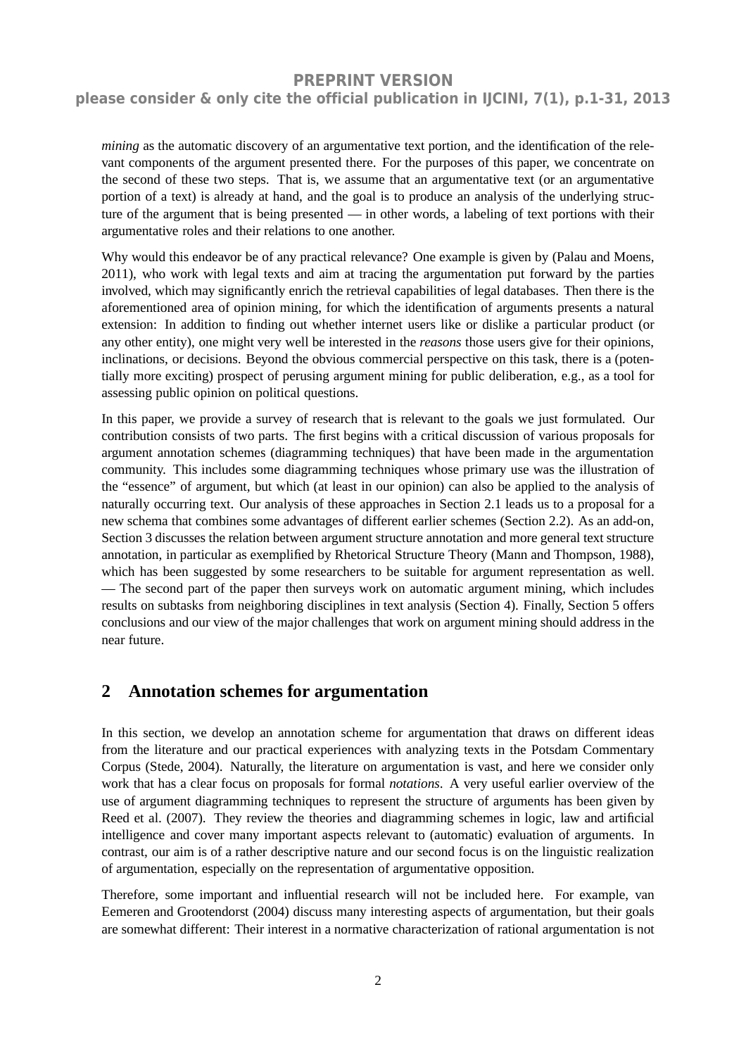*mining* as the automatic discovery of an argumentative text portion, and the identification of the relevant components of the argument presented there. For the purposes of this paper, we concentrate on the second of these two steps. That is, we assume that an argumentative text (or an argumentative portion of a text) is already at hand, and the goal is to produce an analysis of the underlying structure of the argument that is being presented — in other words, a labeling of text portions with their argumentative roles and their relations to one another.

Why would this endeavor be of any practical relevance? One example is given by (Palau and Moens, 2011), who work with legal texts and aim at tracing the argumentation put forward by the parties involved, which may significantly enrich the retrieval capabilities of legal databases. Then there is the aforementioned area of opinion mining, for which the identification of arguments presents a natural extension: In addition to finding out whether internet users like or dislike a particular product (or any other entity), one might very well be interested in the *reasons* those users give for their opinions, inclinations, or decisions. Beyond the obvious commercial perspective on this task, there is a (potentially more exciting) prospect of perusing argument mining for public deliberation, e.g., as a tool for assessing public opinion on political questions.

In this paper, we provide a survey of research that is relevant to the goals we just formulated. Our contribution consists of two parts. The first begins with a critical discussion of various proposals for argument annotation schemes (diagramming techniques) that have been made in the argumentation community. This includes some diagramming techniques whose primary use was the illustration of the "essence" of argument, but which (at least in our opinion) can also be applied to the analysis of naturally occurring text. Our analysis of these approaches in Section 2.1 leads us to a proposal for a new schema that combines some advantages of different earlier schemes (Section 2.2). As an add-on, Section 3 discusses the relation between argument structure annotation and more general text structure annotation, in particular as exemplified by Rhetorical Structure Theory (Mann and Thompson, 1988), which has been suggested by some researchers to be suitable for argument representation as well. — The second part of the paper then surveys work on automatic argument mining, which includes results on subtasks from neighboring disciplines in text analysis (Section 4). Finally, Section 5 offers conclusions and our view of the major challenges that work on argument mining should address in the near future.

## 2 Annotation schemes for argumentation

In this section, we develop an annotation scheme for argumentation that draws on different ideas from the literature and our practical experiences with analyzing texts in the Potsdam Commentary Corpus (Stede, 2004). Naturally, the literature on argumentation is vast, and here we consider only work that has a clear focus on proposals for formal *notations*. A very useful earlier overview of the use of argument diagramming techniques to represent the structure of arguments has been given by Reed et al. (2007). They review the theories and diagramming schemes in logic, law and artificial intelligence and cover many important aspects relevant to (automatic) evaluation of arguments. In contrast, our aim is of a rather descriptive nature and our second focus is on the linguistic realization of argumentation, especially on the representation of argumentative opposition.

Therefore, some important and influential research will not be included here. For example, van Eemeren and Grootendorst (2004) discuss many interesting aspects of argumentation, but their goals are somewhat different: Their interest in a normative characterization of rational argumentation is not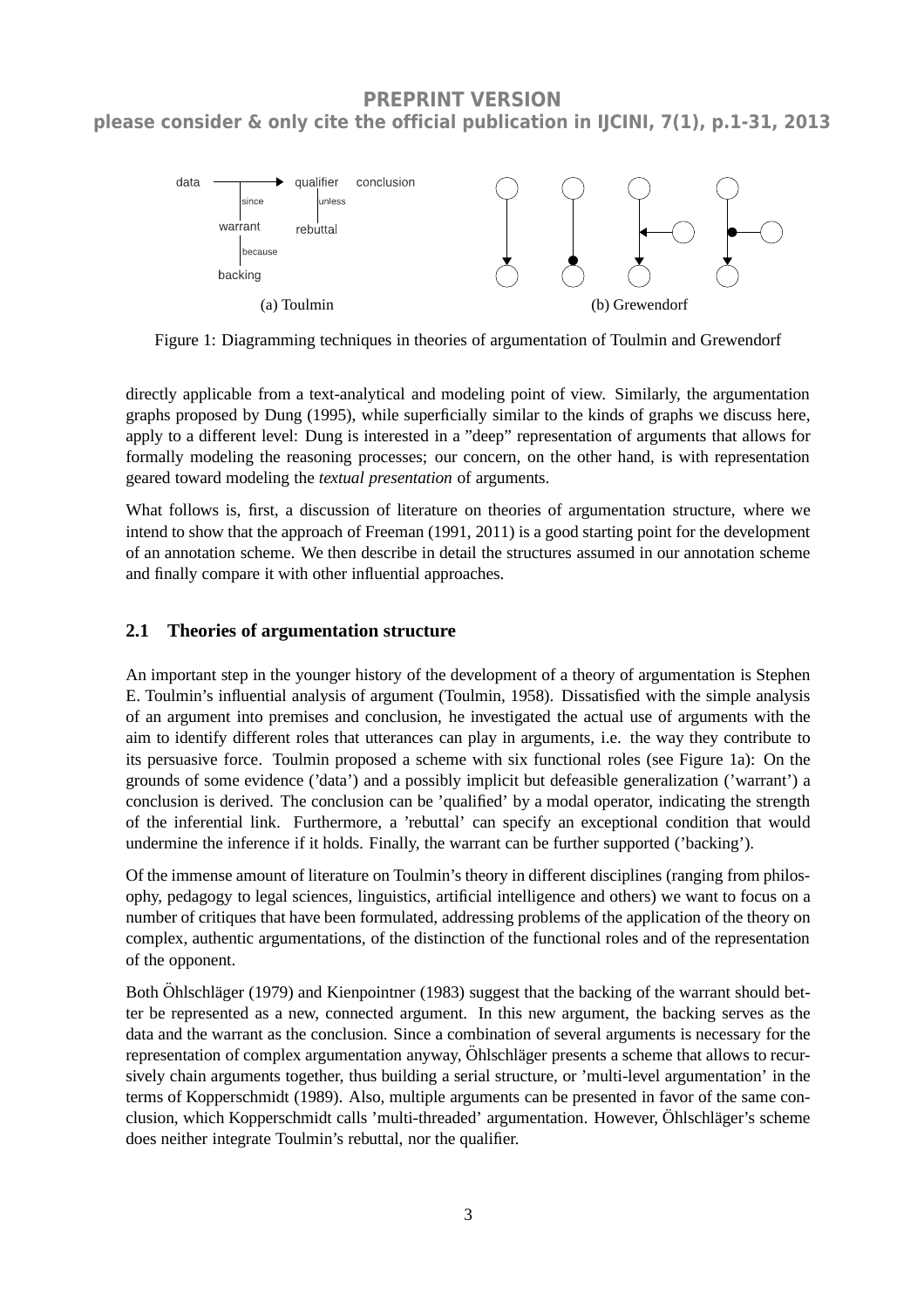PREPRINT VERSION
please consider & only cite the official publication in IJCINI, 7(1), p.1-31, 2013

(a) Toulmin (b) Grewendorf

Figure 1: Diagramming techniques in theories of argumentation of Toulmin and Grewendorf

directly applicable from a text-analytical and modeling point of view. Similarly, the argumentation graphs proposed by Dung (1995), while superficially similar to the kinds of graphs we discuss here, apply to a different level: Dung is interested in a "deep" representation of arguments that allows for formally modeling the reasoning processes; our concern, on the other hand, is with representation geared toward modeling the *textual presentation* of arguments.

What follows is, first, a discussion of literature on theories of argumentation structure, where we intend to show that the approach of Freeman (1991, 2011) is a good starting point for the development of an annotation scheme. We then describe in detail the structures assumed in our annotation scheme and finally compare it with other influential approaches.

## 2.1 Theories of argumentation structure

An important step in the younger history of the development of a theory of argumentation is Stephen E. Toulmin's influential analysis of argument (Toulmin, 1958). Dissatisfied with the simple analysis of an argument into premises and conclusion, he investigated the actual use of arguments with the aim to identify different roles that utterances can play in arguments, i.e. the way they contribute to its persuasive force. Toulmin proposed a scheme with six functional roles (see Figure 1a): On the grounds of some evidence ('data') and a possibly implicit but defeasible generalization ('warrant') a conclusion is derived. The conclusion can be 'qualified' by a modal operator, indicating the strength of the inferential link. Furthermore, a 'rebuttal' can specify an exceptional condition that would undermine the inference if it holds. Finally, the warrant can be further supported ('backing').

Of the immense amount of literature on Toulmin's theory in different disciplines (ranging from philosophy, pedagogy to legal sciences, linguistics, artificial intelligence and others) we want to focus on a number of critiques that have been formulated, addressing problems of the application of the theory on complex, authentic argumentations, of the distinction of the functional roles and of the representation of the opponent.

Both Öhlschläger (1979) and Kienpointner (1983) suggest that the backing of the warrant should better be represented as a new, connected argument. In this new argument, the backing serves as the data and the warrant as the conclusion. Since a combination of several arguments is necessary for the representation of complex argumentation anyway, Öhlschläger presents a scheme that allows to recursively chain arguments together, thus building a serial structure, or 'multi-level argumentation' in the terms of Kopperschmidt (1989). Also, multiple arguments can be presented in favor of the same conclusion, which Kopperschmidt calls 'multi-threaded' argumentation. However, Öhlschläger's scheme does neither integrate Toulmin's rebuttal, nor the qualifier.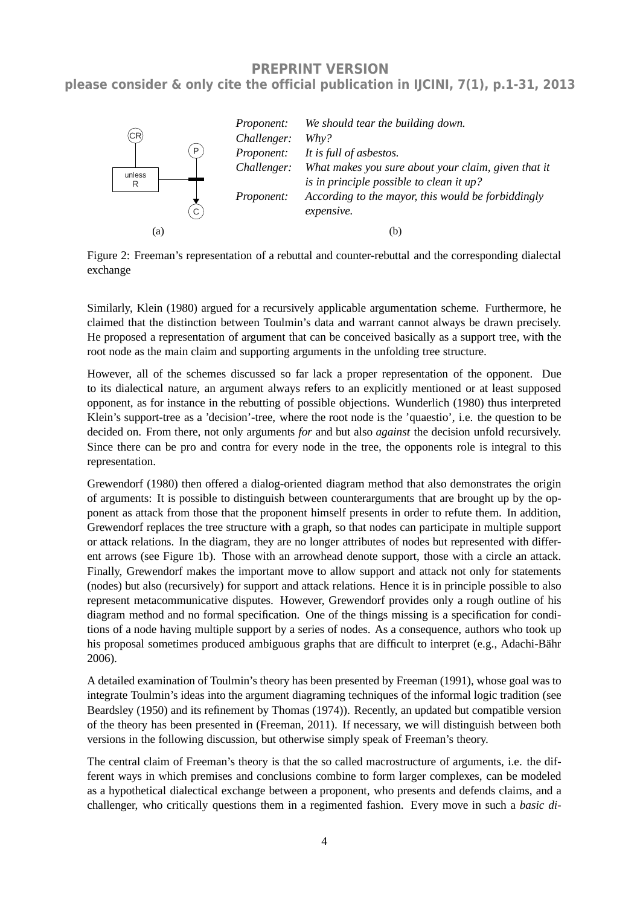| | |
|---|---|
| *Proponent:* | *We should tear the building down.* |
| *Challenger:* | *Why?* |
| *Proponent:* | *It is full of asbestos.* |
| *Challenger:* | *What makes you sure about your claim, given that it is in principle possible to clean it up?* |
| *Proponent:* | *According to the mayor, this would be forbiddingly expensive.* |

(a) (b)

Figure 2: Freeman's representation of a rebuttal and counter-rebuttal and the corresponding dialectal exchange

Similarly, Klein (1980) argued for a recursively applicable argumentation scheme. Furthermore, he claimed that the distinction between Toulmin's data and warrant cannot always be drawn precisely. He proposed a representation of argument that can be conceived basically as a support tree, with the root node as the main claim and supporting arguments in the unfolding tree structure.

However, all of the schemes discussed so far lack a proper representation of the opponent. Due to its dialectical nature, an argument always refers to an explicitly mentioned or at least supposed opponent, as for instance in the rebutting of possible objections. Wunderlich (1980) thus interpreted Klein's support-tree as a 'decision'-tree, where the root node is the 'quaestio', i.e. the question to be decided on. From there, not only arguments *for* and but also *against* the decision unfold recursively. Since there can be pro and contra for every node in the tree, the opponents role is integral to this representation.

Grewendorf (1980) then offered a dialog-oriented diagram method that also demonstrates the origin of arguments: It is possible to distinguish between counterarguments that are brought up by the opponent as attack from those that the proponent himself presents in order to refute them. In addition, Grewendorf replaces the tree structure with a graph, so that nodes can participate in multiple support or attack relations. In the diagram, they are no longer attributes of nodes but represented with different arrows (see Figure 1b). Those with an arrowhead denote support, those with a circle an attack. Finally, Grewendorf makes the important move to allow support and attack not only for statements (nodes) but also (recursively) for support and attack relations. Hence it is in principle possible to also represent metacommunicative disputes. However, Grewendorf provides only a rough outline of his diagram method and no formal specification. One of the things missing is a specification for conditions of a node having multiple support by a series of nodes. As a consequence, authors who took up his proposal sometimes produced ambiguous graphs that are difficult to interpret (e.g., Adachi-Bähr 2006).

A detailed examination of Toulmin's theory has been presented by Freeman (1991), whose goal was to integrate Toulmin's ideas into the argument diagraming techniques of the informal logic tradition (see Beardsley (1950) and its refinement by Thomas (1974)). Recently, an updated but compatible version of the theory has been presented in (Freeman, 2011). If necessary, we will distinguish between both versions in the following discussion, but otherwise simply speak of Freeman's theory.

The central claim of Freeman's theory is that the so called macrostructure of arguments, i.e. the different ways in which premises and conclusions combine to form larger complexes, can be modeled as a hypothetical dialectical exchange between a proponent, who presents and defends claims, and a challenger, who critically questions them in a regimented fashion. Every move in such a *basic di-*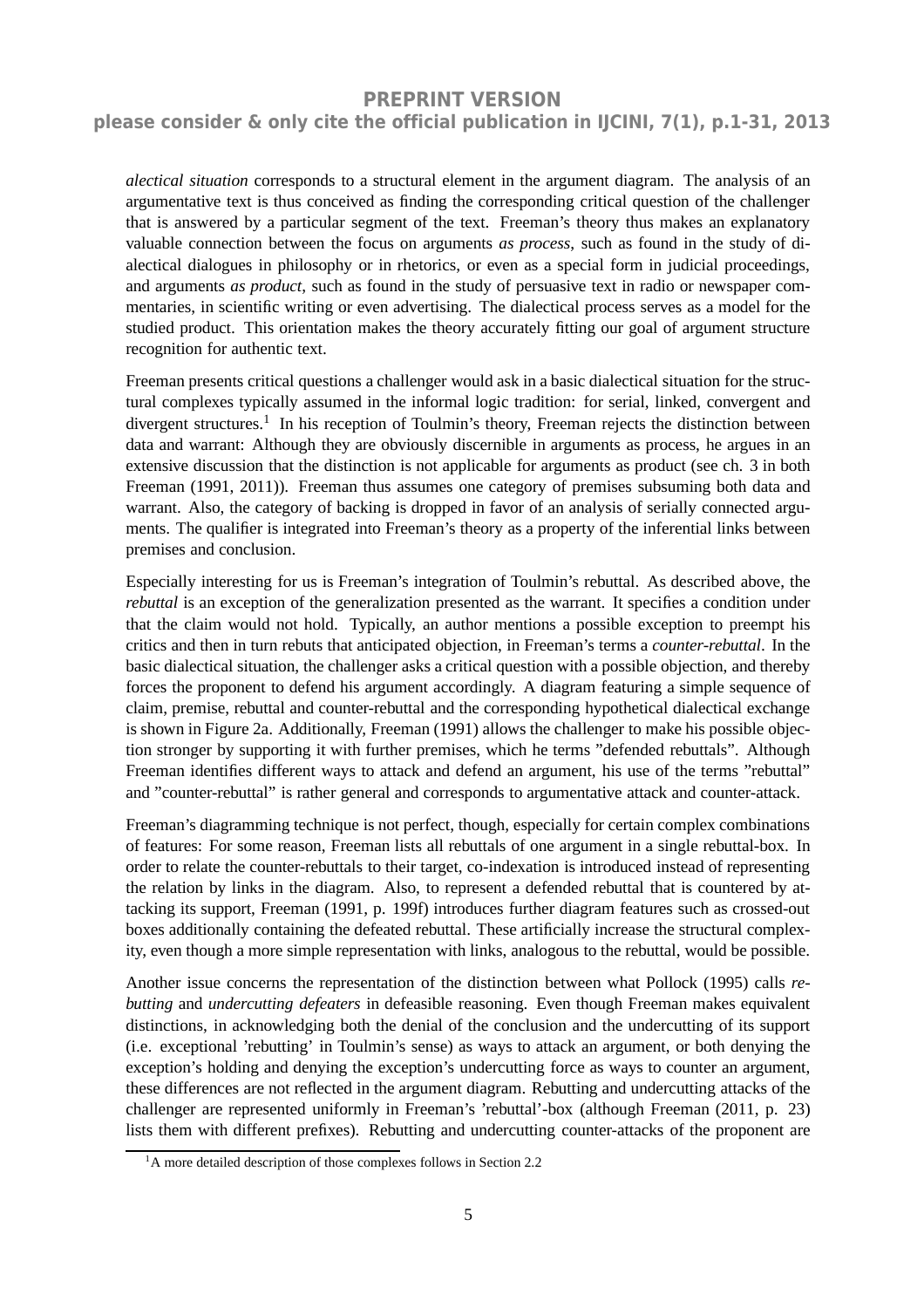*alectical situation* corresponds to a structural element in the argument diagram. The analysis of an argumentative text is thus conceived as finding the corresponding critical question of the challenger that is answered by a particular segment of the text. Freeman's theory thus makes an explanatory valuable connection between the focus on arguments *as process*, such as found in the study of dialectical dialogues in philosophy or in rhetorics, or even as a special form in judicial proceedings, and arguments *as product*, such as found in the study of persuasive text in radio or newspaper commentaries, in scientific writing or even advertising. The dialectical process serves as a model for the studied product. This orientation makes the theory accurately fitting our goal of argument structure recognition for authentic text.

Freeman presents critical questions a challenger would ask in a basic dialectical situation for the structural complexes typically assumed in the informal logic tradition: for serial, linked, convergent and divergent structures.[1] In his reception of Toulmin's theory, Freeman rejects the distinction between data and warrant: Although they are obviously discernible in arguments as process, he argues in an extensive discussion that the distinction is not applicable for arguments as product (see ch. 3 in both Freeman (1991, 2011)). Freeman thus assumes one category of premises subsuming both data and warrant. Also, the category of backing is dropped in favor of an analysis of serially connected arguments. The qualifier is integrated into Freeman's theory as a property of the inferential links between premises and conclusion.

Especially interesting for us is Freeman's integration of Toulmin's rebuttal. As described above, the *rebuttal* is an exception of the generalization presented as the warrant. It specifies a condition under that the claim would not hold. Typically, an author mentions a possible exception to preempt his critics and then in turn rebuts that anticipated objection, in Freeman's terms a *counter-rebuttal*. In the basic dialectical situation, the challenger asks a critical question with a possible objection, and thereby forces the proponent to defend his argument accordingly. A diagram featuring a simple sequence of claim, premise, rebuttal and counter-rebuttal and the corresponding hypothetical dialectical exchange is shown in Figure 2a. Additionally, Freeman (1991) allows the challenger to make his possible objection stronger by supporting it with further premises, which he terms "defended rebuttals". Although Freeman identifies different ways to attack and defend an argument, his use of the terms "rebuttal" and "counter-rebuttal" is rather general and corresponds to argumentative attack and counter-attack.

Freeman's diagramming technique is not perfect, though, especially for certain complex combinations of features: For some reason, Freeman lists all rebuttals of one argument in a single rebuttal-box. In order to relate the counter-rebuttals to their target, co-indexation is introduced instead of representing the relation by links in the diagram. Also, to represent a defended rebuttal that is countered by attacking its support, Freeman (1991, p. 199f) introduces further diagram features such as crossed-out boxes additionally containing the defeated rebuttal. These artificially increase the structural complexity, even though a more simple representation with links, analogous to the rebuttal, would be possible.

Another issue concerns the representation of the distinction between what Pollock (1995) calls *rebutting* and *undercutting defeaters* in defeasible reasoning. Even though Freeman makes equivalent distinctions, in acknowledging both the denial of the conclusion and the undercutting of its support (i.e. exceptional 'rebutting' in Toulmin's sense) as ways to attack an argument, or both denying the exception's holding and denying the exception's undercutting force as ways to counter an argument, these differences are not reflected in the argument diagram. Rebutting and undercutting attacks of the challenger are represented uniformly in Freeman's 'rebuttal'-box (although Freeman (2011, p. 23) lists them with different prefixes). Rebutting and undercutting counter-attacks of the proponent are

[1] A more detailed description of those complexes follows in Section 2.2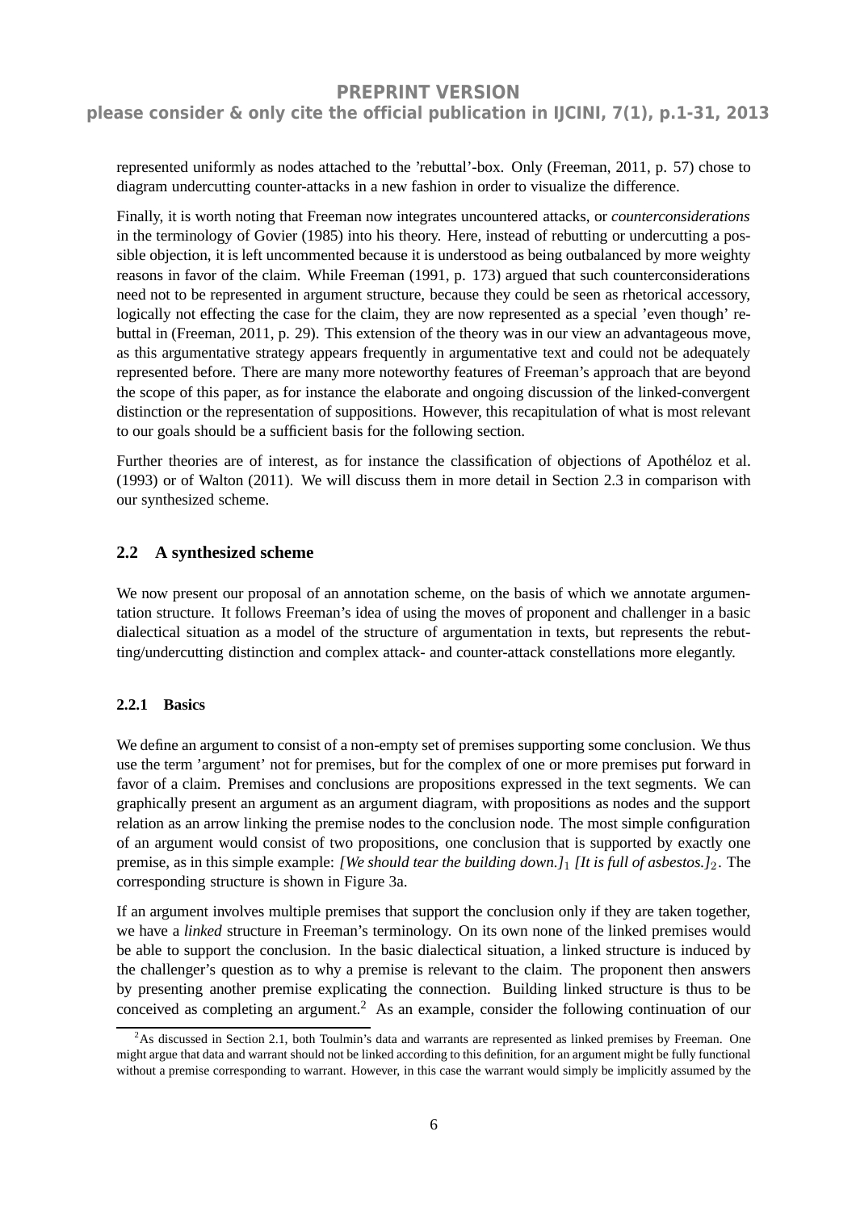represented uniformly as nodes attached to the 'rebuttal'-box. Only (Freeman, 2011, p. 57) chose to diagram undercutting counter-attacks in a new fashion in order to visualize the difference.

Finally, it is worth noting that Freeman now integrates uncountered attacks, or *counterconsiderations* in the terminology of Govier (1985) into his theory. Here, instead of rebutting or undercutting a possible objection, it is left uncommented because it is understood as being outbalanced by more weighty reasons in favor of the claim. While Freeman (1991, p. 173) argued that such counterconsiderations need not to be represented in argument structure, because they could be seen as rhetorical accessory, logically not effecting the case for the claim, they are now represented as a special 'even though' rebuttal in (Freeman, 2011, p. 29). This extension of the theory was in our view an advantageous move, as this argumentative strategy appears frequently in argumentative text and could not be adequately represented before. There are many more noteworthy features of Freeman's approach that are beyond the scope of this paper, as for instance the elaborate and ongoing discussion of the linked-convergent distinction or the representation of suppositions. However, this recapitulation of what is most relevant to our goals should be a sufficient basis for the following section.

Further theories are of interest, as for instance the classification of objections of Apothéloz et al. (1993) or of Walton (2011). We will discuss them in more detail in Section 2.3 in comparison with our synthesized scheme.

## 2.2 A synthesized scheme

We now present our proposal of an annotation scheme, on the basis of which we annotate argumentation structure. It follows Freeman's idea of using the moves of proponent and challenger in a basic dialectical situation as a model of the structure of argumentation in texts, but represents the rebutting/undercutting distinction and complex attack- and counter-attack constellations more elegantly.

### 2.2.1 Basics

We define an argument to consist of a non-empty set of premises supporting some conclusion. We thus use the term 'argument' not for premises, but for the complex of one or more premises put forward in favor of a claim. Premises and conclusions are propositions expressed in the text segments. We can graphically present an argument as an argument diagram, with propositions as nodes and the support relation as an arrow linking the premise nodes to the conclusion node. The most simple configuration of an argument would consist of two propositions, one conclusion that is supported by exactly one premise, as in this simple example: *[We should tear the building down.]*$_1$ *[It is full of asbestos.]*$_2$. The corresponding structure is shown in Figure 3a.

If an argument involves multiple premises that support the conclusion only if they are taken together, we have a *linked* structure in Freeman's terminology. On its own none of the linked premises would be able to support the conclusion. In the basic dialectical situation, a linked structure is induced by the challenger's question as to why a premise is relevant to the claim. The proponent then answers by presenting another premise explicating the connection. Building linked structure is thus to be conceived as completing an argument.[2] As an example, consider the following continuation of our

[2] As discussed in Section 2.1, both Toulmin's data and warrants are represented as linked premises by Freeman. One might argue that data and warrant should not be linked according to this definition, for an argument might be fully functional without a premise corresponding to warrant. However, in this case the warrant would simply be implicitly assumed by the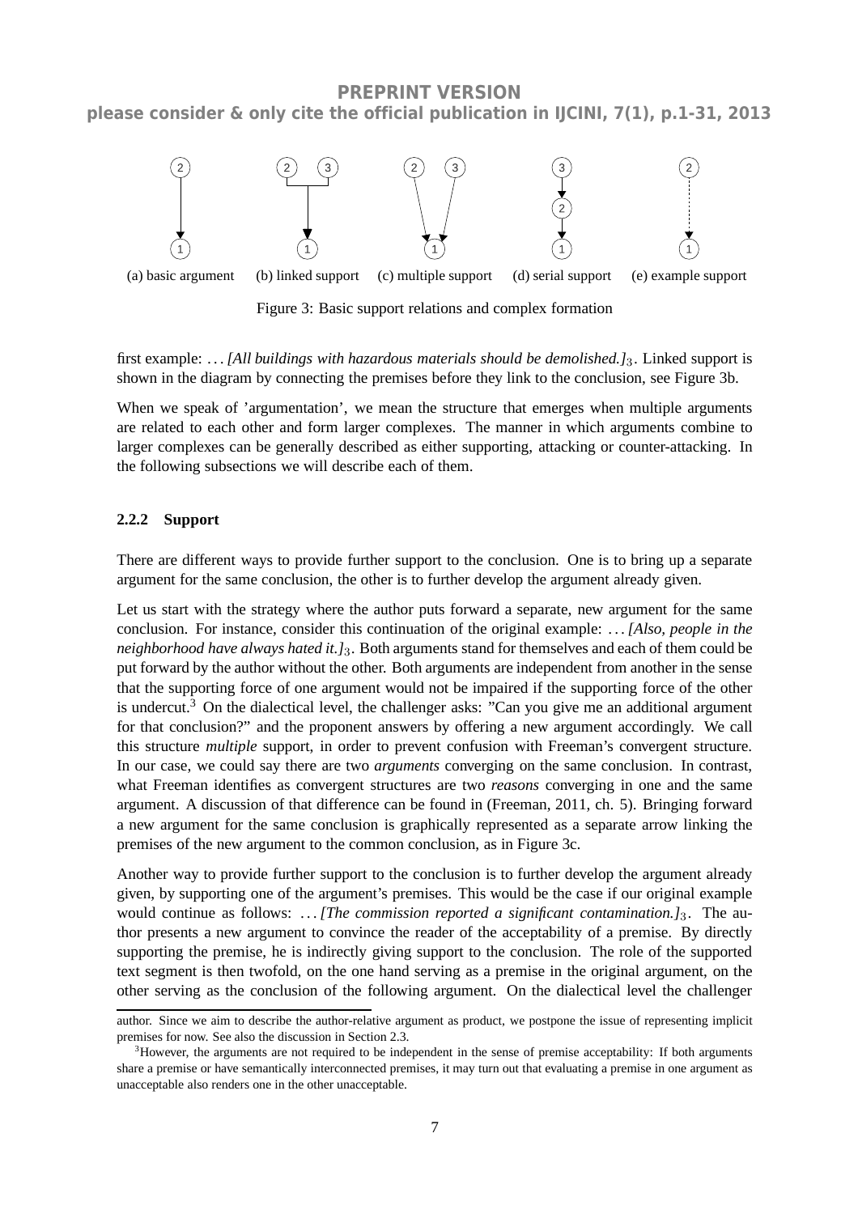(a) basic argument (b) linked support (c) multiple support (d) serial support (e) example support

Figure 3: Basic support relations and complex formation

first example: *. . . [All buildings with hazardous materials should be demolished.]*$_3$. Linked support is shown in the diagram by connecting the premises before they link to the conclusion, see Figure 3b.

When we speak of 'argumentation', we mean the structure that emerges when multiple arguments are related to each other and form larger complexes. The manner in which arguments combine to larger complexes can be generally described as either supporting, attacking or counter-attacking. In the following subsections we will describe each of them.

#### 2.2.2 Support

There are different ways to provide further support to the conclusion. One is to bring up a separate argument for the same conclusion, the other is to further develop the argument already given.

Let us start with the strategy where the author puts forward a separate, new argument for the same conclusion. For instance, consider this continuation of the original example: *. . . [Also, people in the neighborhood have always hated it.]*$_3$. Both arguments stand for themselves and each of them could be put forward by the author without the other. Both arguments are independent from another in the sense that the supporting force of one argument would not be impaired if the supporting force of the other is undercut.[3] On the dialectical level, the challenger asks: "Can you give me an additional argument for that conclusion?" and the proponent answers by offering a new argument accordingly. We call this structure *multiple* support, in order to prevent confusion with Freeman's convergent structure. In our case, we could say there are two *arguments* converging on the same conclusion. In contrast, what Freeman identifies as convergent structures are two *reasons* converging in one and the same argument. A discussion of that difference can be found in (Freeman, 2011, ch. 5). Bringing forward a new argument for the same conclusion is graphically represented as a separate arrow linking the premises of the new argument to the common conclusion, as in Figure 3c.

Another way to provide further support to the conclusion is to further develop the argument already given, by supporting one of the argument's premises. This would be the case if our original example would continue as follows: *. . . [The commission reported a significant contamination.]*$_3$. The author presents a new argument to convince the reader of the acceptability of a premise. By directly supporting the premise, he is indirectly giving support to the conclusion. The role of the supported text segment is then twofold, on the one hand serving as a premise in the original argument, on the other serving as the conclusion of the following argument. On the dialectical level the challenger

author. Since we aim to describe the author-relative argument as product, we postpone the issue of representing implicit premises for now. See also the discussion in Section 2.3.

[3] However, the arguments are not required to be independent in the sense of premise acceptability: If both arguments share a premise or have semantically interconnected premises, it may turn out that evaluating a premise in one argument as unacceptable also renders one in the other unacceptable.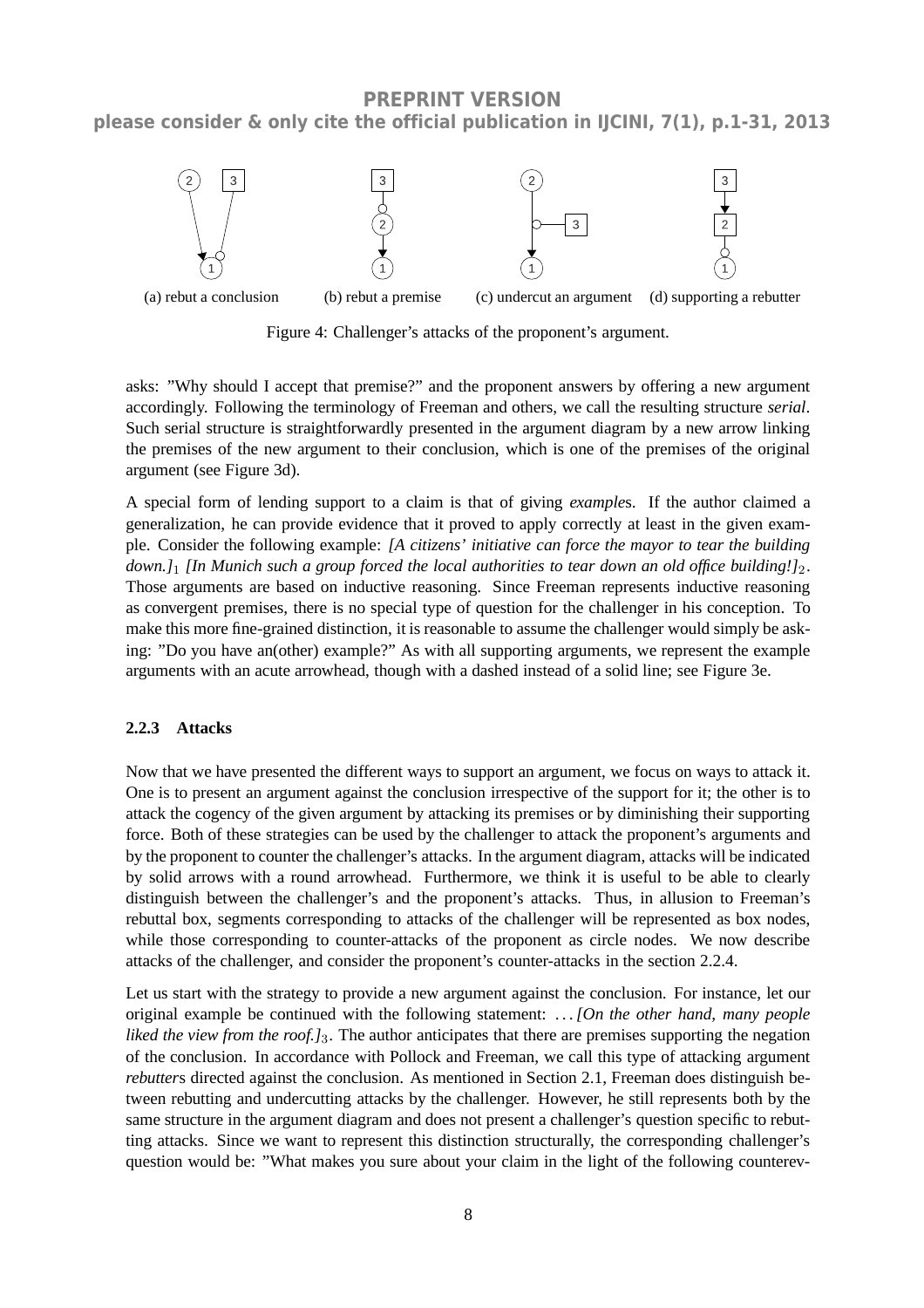(a) rebut a conclusion (b) rebut a premise (c) undercut an argument (d) supporting a rebutter

Figure 4: Challenger's attacks of the proponent's argument.

asks: "Why should I accept that premise?" and the proponent answers by offering a new argument accordingly. Following the terminology of Freeman and others, we call the resulting structure *serial*. Such serial structure is straightforwardly presented in the argument diagram by a new arrow linking the premises of the new argument to their conclusion, which is one of the premises of the original argument (see Figure 3d).

A special form of lending support to a claim is that of giving *example*s. If the author claimed a generalization, he can provide evidence that it proved to apply correctly at least in the given example. Consider the following example: *[A citizens' initiative can force the mayor to tear the building down.]*$_1$ *[In Munich such a group forced the local authorities to tear down an old office building!]*$_2$. Those arguments are based on inductive reasoning. Since Freeman represents inductive reasoning as convergent premises, there is no special type of question for the challenger in his conception. To make this more fine-grained distinction, it is reasonable to assume the challenger would simply be asking: "Do you have an(other) example?" As with all supporting arguments, we represent the example arguments with an acute arrowhead, though with a dashed instead of a solid line; see Figure 3e.

#### 2.2.3 Attacks

Now that we have presented the different ways to support an argument, we focus on ways to attack it. One is to present an argument against the conclusion irrespective of the support for it; the other is to attack the cogency of the given argument by attacking its premises or by diminishing their supporting force. Both of these strategies can be used by the challenger to attack the proponent's arguments and by the proponent to counter the challenger's attacks. In the argument diagram, attacks will be indicated by solid arrows with a round arrowhead. Furthermore, we think it is useful to be able to clearly distinguish between the challenger's and the proponent's attacks. Thus, in allusion to Freeman's rebuttal box, segments corresponding to attacks of the challenger will be represented as box nodes, while those corresponding to counter-attacks of the proponent as circle nodes. We now describe attacks of the challenger, and consider the proponent's counter-attacks in the section 2.2.4.

Let us start with the strategy to provide a new argument against the conclusion. For instance, let our original example be continued with the following statement: *...[On the other hand, many people liked the view from the roof.]*$_3$. The author anticipates that there are premises supporting the negation of the conclusion. In accordance with Pollock and Freeman, we call this type of attacking argument *rebutter*s directed against the conclusion. As mentioned in Section 2.1, Freeman does distinguish between rebutting and undercutting attacks by the challenger. However, he still represents both by the same structure in the argument diagram and does not present a challenger's question specific to rebutting attacks. Since we want to represent this distinction structurally, the corresponding challenger's question would be: "What makes you sure about your claim in the light of the following counterev-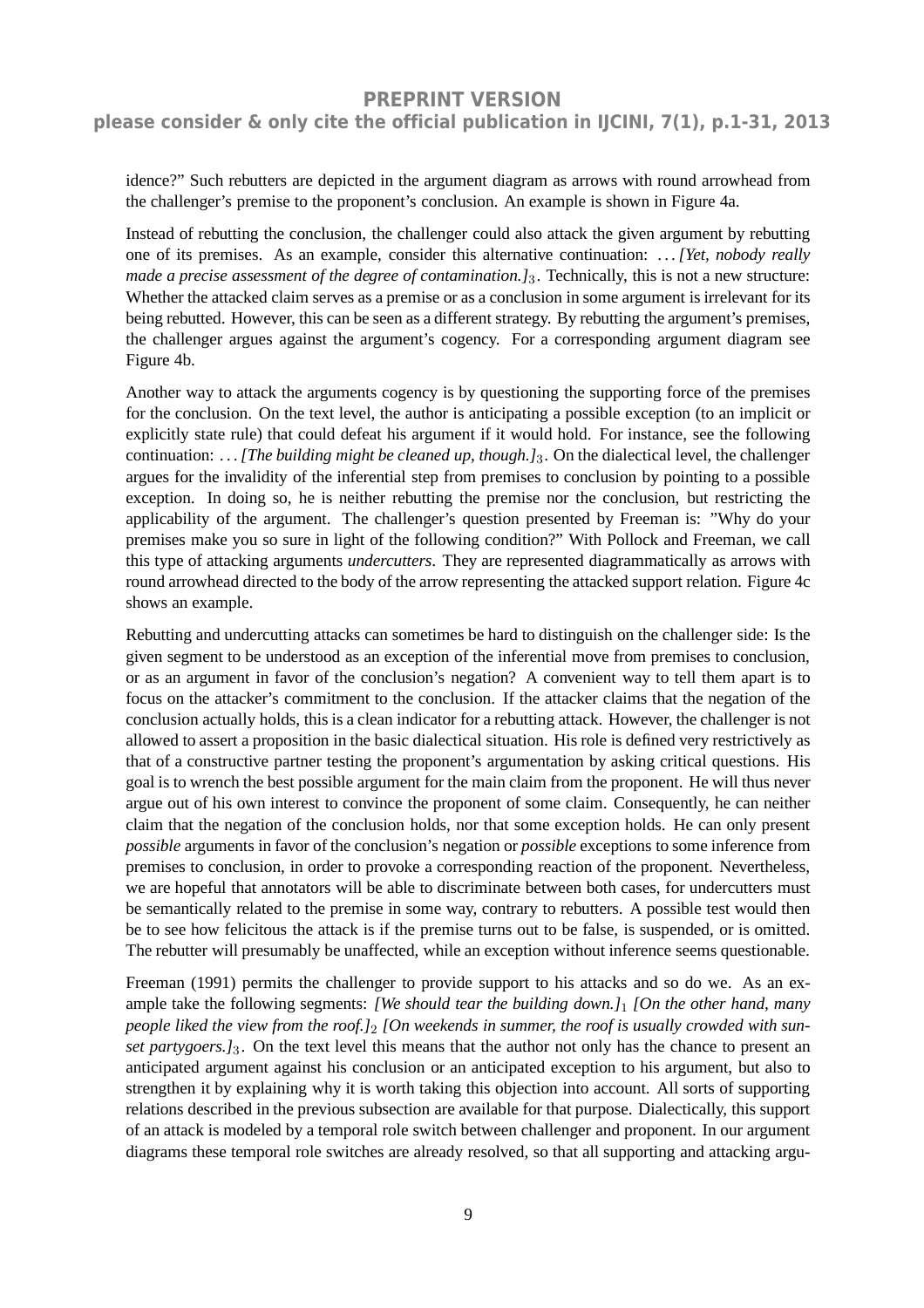idence?" Such rebutters are depicted in the argument diagram as arrows with round arrowhead from the challenger's premise to the proponent's conclusion. An example is shown in Figure 4a.

Instead of rebutting the conclusion, the challenger could also attack the given argument by rebutting one of its premises. As an example, consider this alternative continuation: *. . . [Yet, nobody really made a precise assessment of the degree of contamination.]*$_3$. Technically, this is not a new structure: Whether the attacked claim serves as a premise or as a conclusion in some argument is irrelevant for its being rebutted. However, this can be seen as a different strategy. By rebutting the argument's premises, the challenger argues against the argument's cogency. For a corresponding argument diagram see Figure 4b.

Another way to attack the arguments cogency is by questioning the supporting force of the premises for the conclusion. On the text level, the author is anticipating a possible exception (to an implicit or explicitly state rule) that could defeat his argument if it would hold. For instance, see the following continuation: *. . . [The building might be cleaned up, though.]*$_3$. On the dialectical level, the challenger argues for the invalidity of the inferential step from premises to conclusion by pointing to a possible exception. In doing so, he is neither rebutting the premise nor the conclusion, but restricting the applicability of the argument. The challenger's question presented by Freeman is: "Why do your premises make you so sure in light of the following condition?" With Pollock and Freeman, we call this type of attacking arguments *undercutters*. They are represented diagrammatically as arrows with round arrowhead directed to the body of the arrow representing the attacked support relation. Figure 4c shows an example.

Rebutting and undercutting attacks can sometimes be hard to distinguish on the challenger side: Is the given segment to be understood as an exception of the inferential move from premises to conclusion, or as an argument in favor of the conclusion's negation? A convenient way to tell them apart is to focus on the attacker's commitment to the conclusion. If the attacker claims that the negation of the conclusion actually holds, this is a clean indicator for a rebutting attack. However, the challenger is not allowed to assert a proposition in the basic dialectical situation. His role is defined very restrictively as that of a constructive partner testing the proponent's argumentation by asking critical questions. His goal is to wrench the best possible argument for the main claim from the proponent. He will thus never argue out of his own interest to convince the proponent of some claim. Consequently, he can neither claim that the negation of the conclusion holds, nor that some exception holds. He can only present *possible* arguments in favor of the conclusion's negation or *possible* exceptions to some inference from premises to conclusion, in order to provoke a corresponding reaction of the proponent. Nevertheless, we are hopeful that annotators will be able to discriminate between both cases, for undercutters must be semantically related to the premise in some way, contrary to rebutters. A possible test would then be to see how felicitous the attack is if the premise turns out to be false, is suspended, or is omitted. The rebutter will presumably be unaffected, while an exception without inference seems questionable.

Freeman (1991) permits the challenger to provide support to his attacks and so do we. As an example take the following segments: *[We should tear the building down.]*$_1$ *[On the other hand, many people liked the view from the roof.]*$_2$ *[On weekends in summer, the roof is usually crowded with sunset partygoers.]*$_3$. On the text level this means that the author not only has the chance to present an anticipated argument against his conclusion or an anticipated exception to his argument, but also to strengthen it by explaining why it is worth taking this objection into account. All sorts of supporting relations described in the previous subsection are available for that purpose. Dialectically, this support of an attack is modeled by a temporal role switch between challenger and proponent. In our argument diagrams these temporal role switches are already resolved, so that all supporting and attacking argu-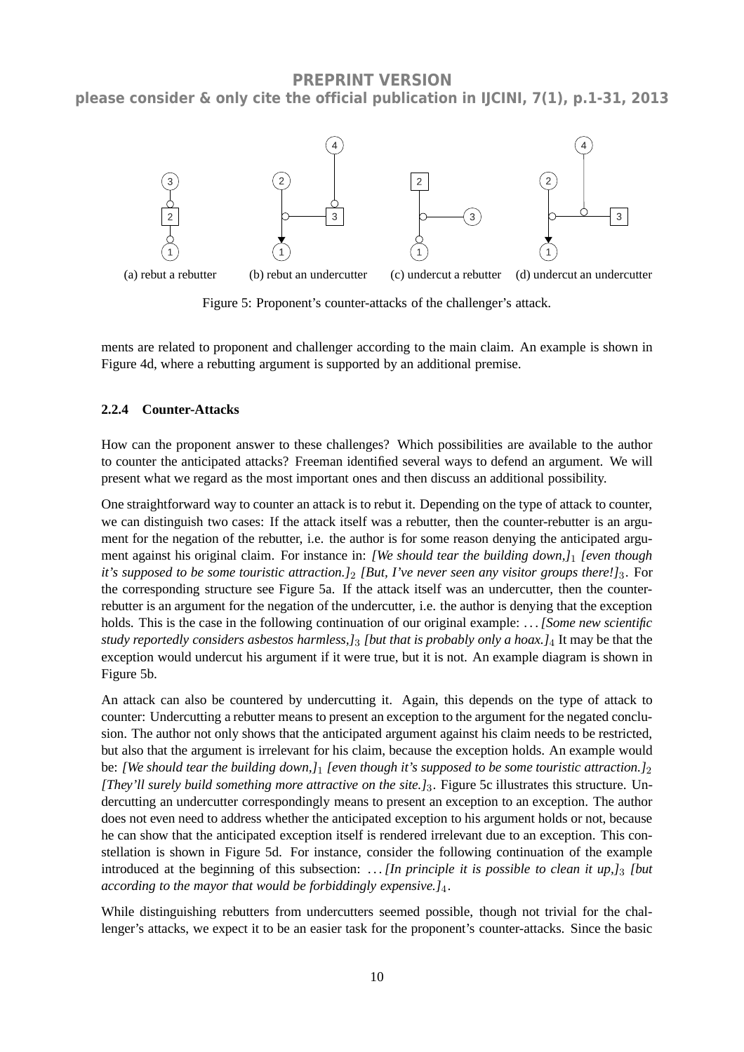(a) rebut a rebutter (b) rebut an undercutter (c) undercut a rebutter (d) undercut an undercutter

Figure 5: Proponent's counter-attacks of the challenger's attack.

ments are related to proponent and challenger according to the main claim. An example is shown in Figure 4d, where a rebutting argument is supported by an additional premise.

### 2.2.4 Counter-Attacks

How can the proponent answer to these challenges? Which possibilities are available to the author to counter the anticipated attacks? Freeman identified several ways to defend an argument. We will present what we regard as the most important ones and then discuss an additional possibility.

One straightforward way to counter an attack is to rebut it. Depending on the type of attack to counter, we can distinguish two cases: If the attack itself was a rebutter, then the counter-rebutter is an argument for the negation of the rebutter, i.e. the author is for some reason denying the anticipated argument against his original claim. For instance in: *[We should tear the building down,]*$_1$ *[even though it's supposed to be some touristic attraction.]*$_2$ *[But, I've never seen any visitor groups there!]*$_3$. For the corresponding structure see Figure 5a. If the attack itself was an undercutter, then the counter-rebutter is an argument for the negation of the undercutter, i.e. the author is denying that the exception holds. This is the case in the following continuation of our original example: …*[Some new scientific study reportedly considers asbestos harmless,]*$_3$ *[but that is probably only a hoax.]*$_4$ It may be that the exception would undercut his argument if it were true, but it is not. An example diagram is shown in Figure 5b.

An attack can also be countered by undercutting it. Again, this depends on the type of attack to counter: Undercutting a rebutter means to present an exception to the argument for the negated conclusion. The author not only shows that the anticipated argument against his claim needs to be restricted, but also that the argument is irrelevant for his claim, because the exception holds. An example would be: *[We should tear the building down,]*$_1$ *[even though it's supposed to be some touristic attraction.]*$_2$ *[They'll surely build something more attractive on the site.]*$_3$. Figure 5c illustrates this structure. Undercutting an undercutter correspondingly means to present an exception to an exception. The author does not even need to address whether the anticipated exception to his argument holds or not, because he can show that the anticipated exception itself is rendered irrelevant due to an exception. This constellation is shown in Figure 5d. For instance, consider the following continuation of the example introduced at the beginning of this subsection: …*[In principle it is possible to clean it up,]*$_3$ *[but according to the mayor that would be forbiddingly expensive.]*$_4$.

While distinguishing rebutters from undercutters seemed possible, though not trivial for the challenger's attacks, we expect it to be an easier task for the proponent's counter-attacks. Since the basic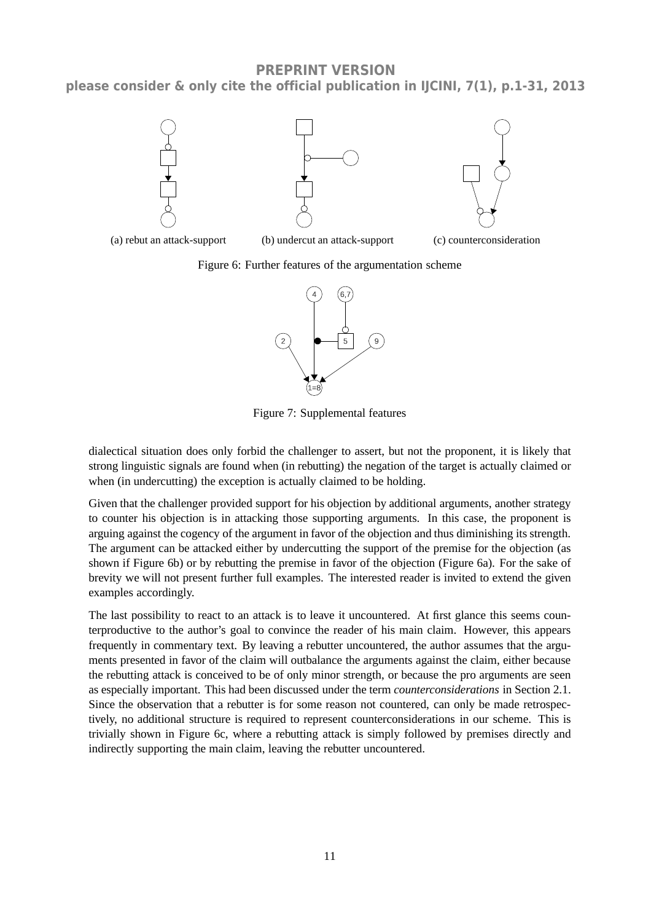PREPRINT VERSION
please consider & only cite the official publication in IJCINI, 7(1), p.1-31, 2013

(a) rebut an attack-support (b) undercut an attack-support (c) counterconsideration

Figure 6: Further features of the argumentation scheme

Figure 7: Supplemental features

dialectical situation does only forbid the challenger to assert, but not the proponent, it is likely that strong linguistic signals are found when (in rebutting) the negation of the target is actually claimed or when (in undercutting) the exception is actually claimed to be holding.

Given that the challenger provided support for his objection by additional arguments, another strategy to counter his objection is in attacking those supporting arguments. In this case, the proponent is arguing against the cogency of the argument in favor of the objection and thus diminishing its strength. The argument can be attacked either by undercutting the support of the premise for the objection (as shown if Figure 6b) or by rebutting the premise in favor of the objection (Figure 6a). For the sake of brevity we will not present further full examples. The interested reader is invited to extend the given examples accordingly.

The last possibility to react to an attack is to leave it uncountered. At first glance this seems counterproductive to the author's goal to convince the reader of his main claim. However, this appears frequently in commentary text. By leaving a rebutter uncountered, the author assumes that the arguments presented in favor of the claim will outbalance the arguments against the claim, either because the rebutting attack is conceived to be of only minor strength, or because the pro arguments are seen as especially important. This had been discussed under the term *counterconsiderations* in Section 2.1. Since the observation that a rebutter is for some reason not countered, can only be made retrospectively, no additional structure is required to represent counterconsiderations in our scheme. This is trivially shown in Figure 6c, where a rebutting attack is simply followed by premises directly and indirectly supporting the main claim, leaving the rebutter uncountered.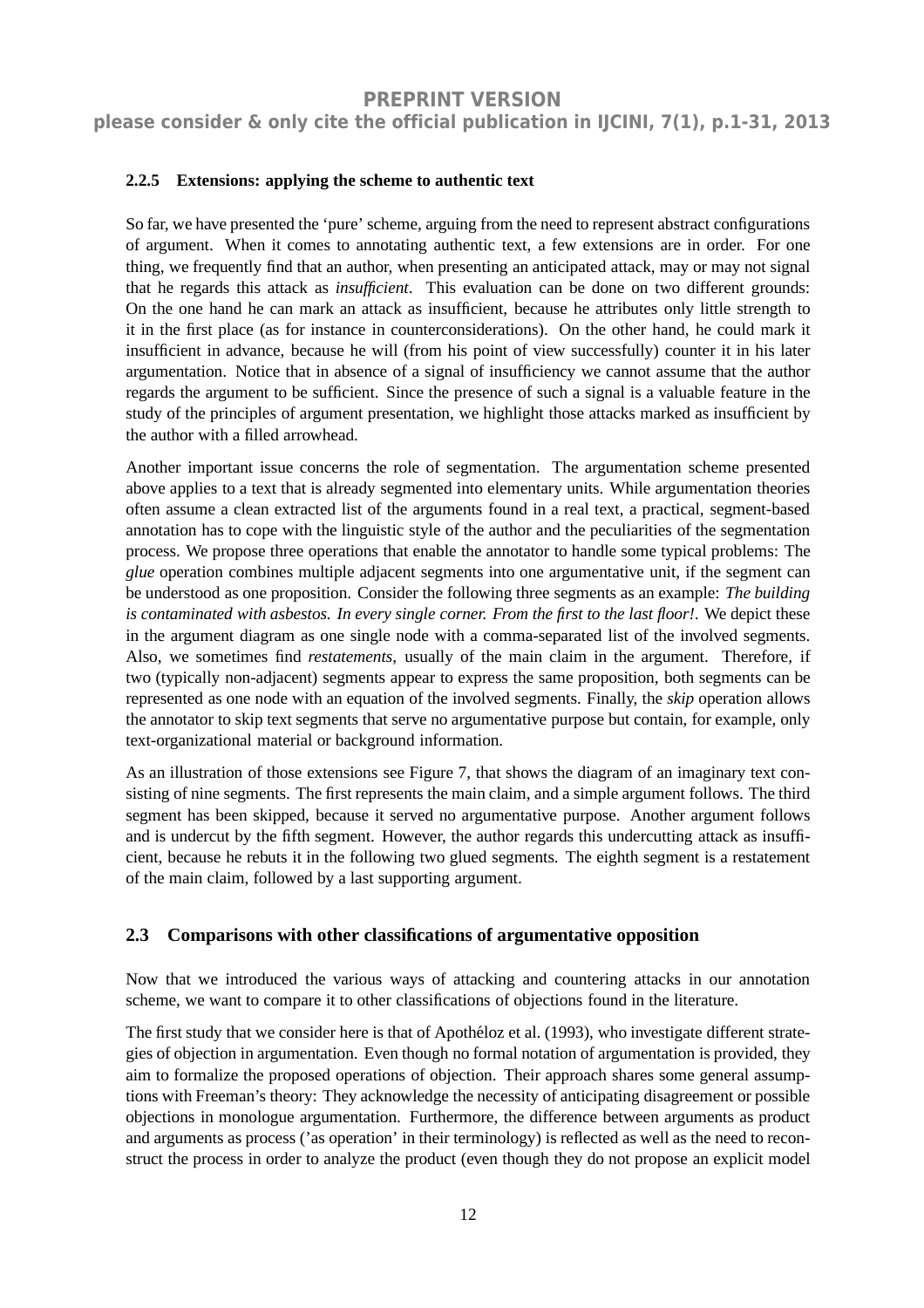#### 2.2.5 Extensions: applying the scheme to authentic text

So far, we have presented the 'pure' scheme, arguing from the need to represent abstract configurations of argument. When it comes to annotating authentic text, a few extensions are in order. For one thing, we frequently find that an author, when presenting an anticipated attack, may or may not signal that he regards this attack as *insufficient*. This evaluation can be done on two different grounds: On the one hand he can mark an attack as insufficient, because he attributes only little strength to it in the first place (as for instance in counterconsiderations). On the other hand, he could mark it insufficient in advance, because he will (from his point of view successfully) counter it in his later argumentation. Notice that in absence of a signal of insufficiency we cannot assume that the author regards the argument to be sufficient. Since the presence of such a signal is a valuable feature in the study of the principles of argument presentation, we highlight those attacks marked as insufficient by the author with a filled arrowhead.

Another important issue concerns the role of segmentation. The argumentation scheme presented above applies to a text that is already segmented into elementary units. While argumentation theories often assume a clean extracted list of the arguments found in a real text, a practical, segment-based annotation has to cope with the linguistic style of the author and the peculiarities of the segmentation process. We propose three operations that enable the annotator to handle some typical problems: The *glue* operation combines multiple adjacent segments into one argumentative unit, if the segment can be understood as one proposition. Consider the following three segments as an example: *The building is contaminated with asbestos. In every single corner. From the first to the last floor!*. We depict these in the argument diagram as one single node with a comma-separated list of the involved segments. Also, we sometimes find *restatements*, usually of the main claim in the argument. Therefore, if two (typically non-adjacent) segments appear to express the same proposition, both segments can be represented as one node with an equation of the involved segments. Finally, the *skip* operation allows the annotator to skip text segments that serve no argumentative purpose but contain, for example, only text-organizational material or background information.

As an illustration of those extensions see Figure 7, that shows the diagram of an imaginary text consisting of nine segments. The first represents the main claim, and a simple argument follows. The third segment has been skipped, because it served no argumentative purpose. Another argument follows and is undercut by the fifth segment. However, the author regards this undercutting attack as insufficient, because he rebuts it in the following two glued segments. The eighth segment is a restatement of the main claim, followed by a last supporting argument.

### 2.3 Comparisons with other classifications of argumentative opposition

Now that we introduced the various ways of attacking and countering attacks in our annotation scheme, we want to compare it to other classifications of objections found in the literature.

The first study that we consider here is that of Apothéloz et al. (1993), who investigate different strategies of objection in argumentation. Even though no formal notation of argumentation is provided, they aim to formalize the proposed operations of objection. Their approach shares some general assumptions with Freeman's theory: They acknowledge the necessity of anticipating disagreement or possible objections in monologue argumentation. Furthermore, the difference between arguments as product and arguments as process ('as operation' in their terminology) is reflected as well as the need to reconstruct the process in order to analyze the product (even though they do not propose an explicit model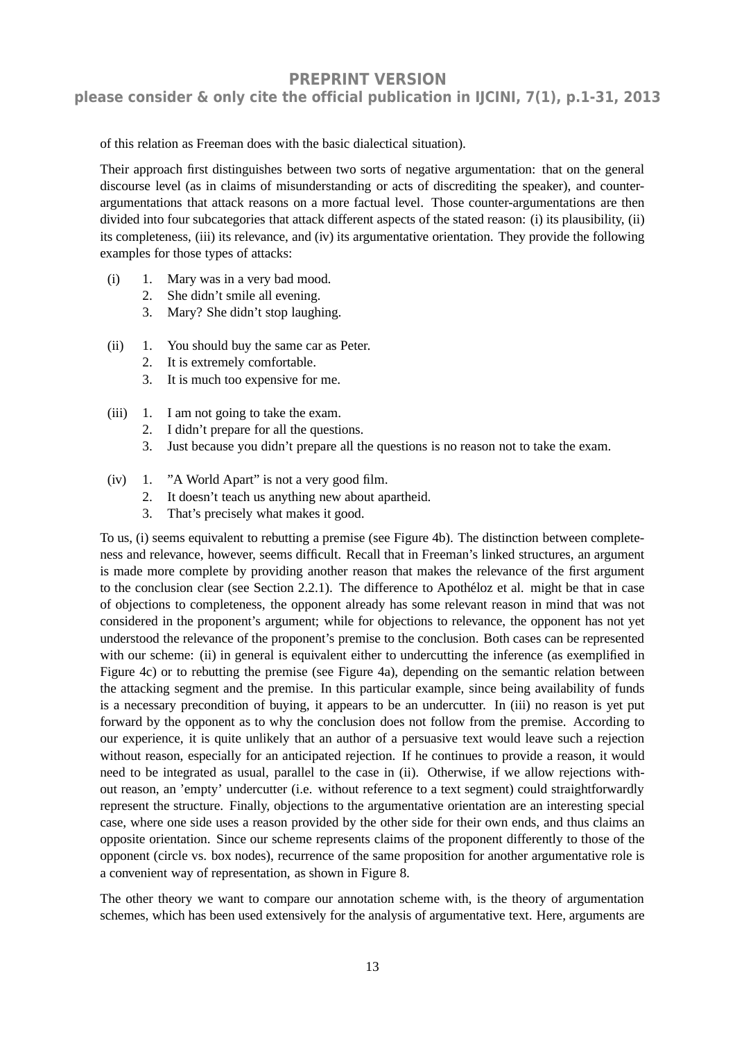of this relation as Freeman does with the basic dialectical situation).

Their approach first distinguishes between two sorts of negative argumentation: that on the general discourse level (as in claims of misunderstanding or acts of discrediting the speaker), and counter-argumentations that attack reasons on a more factual level. Those counter-argumentations are then divided into four subcategories that attack different aspects of the stated reason: (i) its plausibility, (ii) its completeness, (iii) its relevance, and (iv) its argumentative orientation. They provide the following examples for those types of attacks:

(i)
1. Mary was in a very bad mood.
2. She didn't smile all evening.
3. Mary? She didn't stop laughing.

(ii)
1. You should buy the same car as Peter.
2. It is extremely comfortable.
3. It is much too expensive for me.

(iii)
1. I am not going to take the exam.
2. I didn't prepare for all the questions.
3. Just because you didn't prepare all the questions is no reason not to take the exam.

(iv)
1. "A World Apart" is not a very good film.
2. It doesn't teach us anything new about apartheid.
3. That's precisely what makes it good.

To us, (i) seems equivalent to rebutting a premise (see Figure 4b). The distinction between completeness and relevance, however, seems difficult. Recall that in Freeman's linked structures, an argument is made more complete by providing another reason that makes the relevance of the first argument to the conclusion clear (see Section 2.2.1). The difference to Apothéloz et al. might be that in case of objections to completeness, the opponent already has some relevant reason in mind that was not considered in the proponent's argument; while for objections to relevance, the opponent has not yet understood the relevance of the proponent's premise to the conclusion. Both cases can be represented with our scheme: (ii) in general is equivalent either to undercutting the inference (as exemplified in Figure 4c) or to rebutting the premise (see Figure 4a), depending on the semantic relation between the attacking segment and the premise. In this particular example, since being availability of funds is a necessary precondition of buying, it appears to be an undercutter. In (iii) no reason is yet put forward by the opponent as to why the conclusion does not follow from the premise. According to our experience, it is quite unlikely that an author of a persuasive text would leave such a rejection without reason, especially for an anticipated rejection. If he continues to provide a reason, it would need to be integrated as usual, parallel to the case in (ii). Otherwise, if we allow rejections without reason, an 'empty' undercutter (i.e. without reference to a text segment) could straightforwardly represent the structure. Finally, objections to the argumentative orientation are an interesting special case, where one side uses a reason provided by the other side for their own ends, and thus claims an opposite orientation. Since our scheme represents claims of the proponent differently to those of the opponent (circle vs. box nodes), recurrence of the same proposition for another argumentative role is a convenient way of representation, as shown in Figure 8.

The other theory we want to compare our annotation scheme with, is the theory of argumentation schemes, which has been used extensively for the analysis of argumentative text. Here, arguments are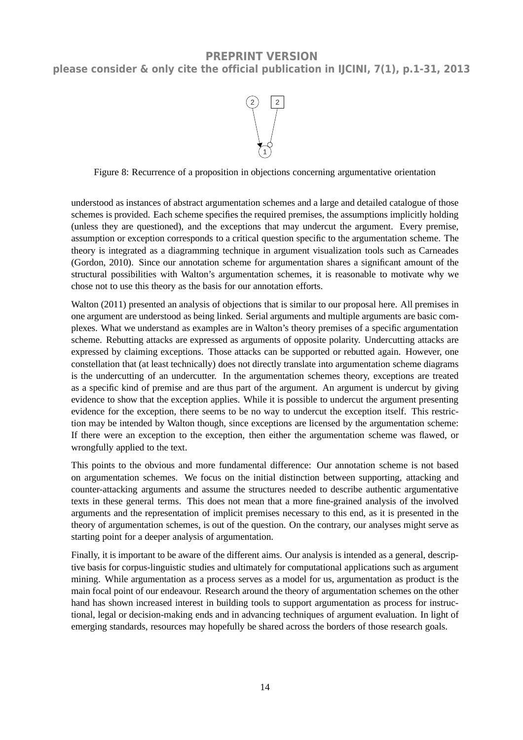Figure 8: Recurrence of a proposition in objections concerning argumentative orientation

understood as instances of abstract argumentation schemes and a large and detailed catalogue of those schemes is provided. Each scheme specifies the required premises, the assumptions implicitly holding (unless they are questioned), and the exceptions that may undercut the argument. Every premise, assumption or exception corresponds to a critical question specific to the argumentation scheme. The theory is integrated as a diagramming technique in argument visualization tools such as Carneades (Gordon, 2010). Since our annotation scheme for argumentation shares a significant amount of the structural possibilities with Walton's argumentation schemes, it is reasonable to motivate why we chose not to use this theory as the basis for our annotation efforts.

Walton (2011) presented an analysis of objections that is similar to our proposal here. All premises in one argument are understood as being linked. Serial arguments and multiple arguments are basic complexes. What we understand as examples are in Walton's theory premises of a specific argumentation scheme. Rebutting attacks are expressed as arguments of opposite polarity. Undercutting attacks are expressed by claiming exceptions. Those attacks can be supported or rebutted again. However, one constellation that (at least technically) does not directly translate into argumentation scheme diagrams is the undercutting of an undercutter. In the argumentation schemes theory, exceptions are treated as a specific kind of premise and are thus part of the argument. An argument is undercut by giving evidence to show that the exception applies. While it is possible to undercut the argument presenting evidence for the exception, there seems to be no way to undercut the exception itself. This restriction may be intended by Walton though, since exceptions are licensed by the argumentation scheme: If there were an exception to the exception, then either the argumentation scheme was flawed, or wrongfully applied to the text.

This points to the obvious and more fundamental difference: Our annotation scheme is not based on argumentation schemes. We focus on the initial distinction between supporting, attacking and counter-attacking arguments and assume the structures needed to describe authentic argumentative texts in these general terms. This does not mean that a more fine-grained analysis of the involved arguments and the representation of implicit premises necessary to this end, as it is presented in the theory of argumentation schemes, is out of the question. On the contrary, our analyses might serve as starting point for a deeper analysis of argumentation.

Finally, it is important to be aware of the different aims. Our analysis is intended as a general, descriptive basis for corpus-linguistic studies and ultimately for computational applications such as argument mining. While argumentation as a process serves as a model for us, argumentation as product is the main focal point of our endeavour. Research around the theory of argumentation schemes on the other hand has shown increased interest in building tools to support argumentation as process for instructional, legal or decision-making ends and in advancing techniques of argument evaluation. In light of emerging standards, resources may hopefully be shared across the borders of those research goals.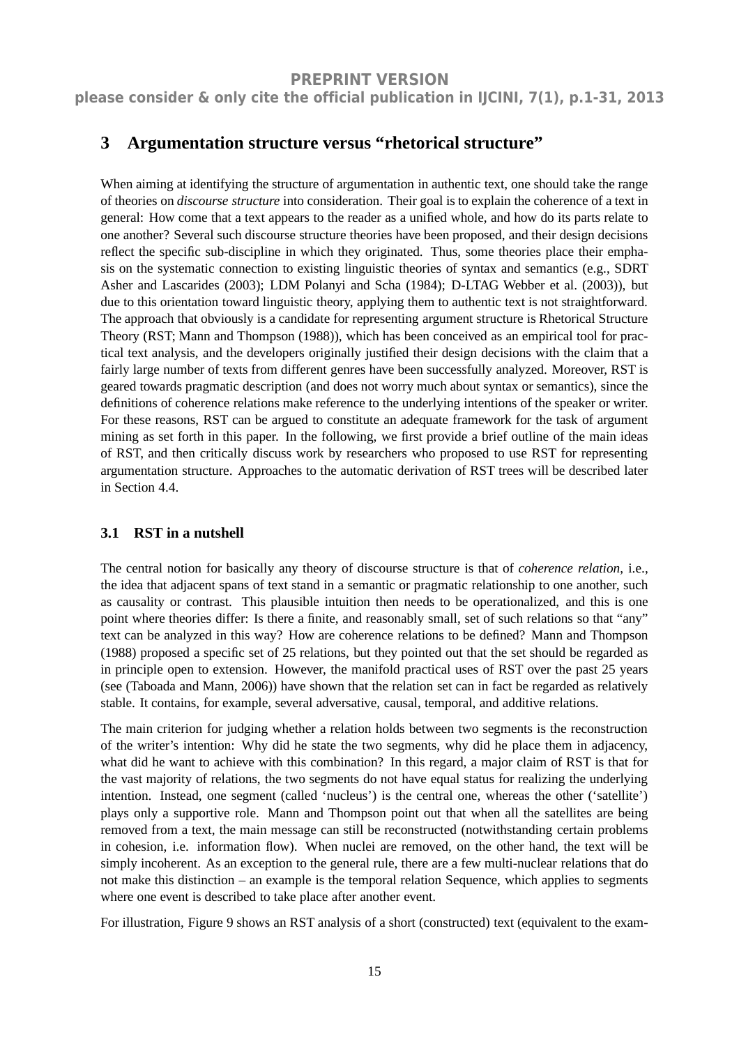## 3 Argumentation structure versus "rhetorical structure"

When aiming at identifying the structure of argumentation in authentic text, one should take the range of theories on *discourse structure* into consideration. Their goal is to explain the coherence of a text in general: How come that a text appears to the reader as a unified whole, and how do its parts relate to one another? Several such discourse structure theories have been proposed, and their design decisions reflect the specific sub-discipline in which they originated. Thus, some theories place their emphasis on the systematic connection to existing linguistic theories of syntax and semantics (e.g., SDRT Asher and Lascarides (2003); LDM Polanyi and Scha (1984); D-LTAG Webber et al. (2003)), but due to this orientation toward linguistic theory, applying them to authentic text is not straightforward. The approach that obviously is a candidate for representing argument structure is Rhetorical Structure Theory (RST; Mann and Thompson (1988)), which has been conceived as an empirical tool for practical text analysis, and the developers originally justified their design decisions with the claim that a fairly large number of texts from different genres have been successfully analyzed. Moreover, RST is geared towards pragmatic description (and does not worry much about syntax or semantics), since the definitions of coherence relations make reference to the underlying intentions of the speaker or writer. For these reasons, RST can be argued to constitute an adequate framework for the task of argument mining as set forth in this paper. In the following, we first provide a brief outline of the main ideas of RST, and then critically discuss work by researchers who proposed to use RST for representing argumentation structure. Approaches to the automatic derivation of RST trees will be described later in Section 4.4.

### 3.1 RST in a nutshell

The central notion for basically any theory of discourse structure is that of *coherence relation*, i.e., the idea that adjacent spans of text stand in a semantic or pragmatic relationship to one another, such as causality or contrast. This plausible intuition then needs to be operationalized, and this is one point where theories differ: Is there a finite, and reasonably small, set of such relations so that "any" text can be analyzed in this way? How are coherence relations to be defined? Mann and Thompson (1988) proposed a specific set of 25 relations, but they pointed out that the set should be regarded as in principle open to extension. However, the manifold practical uses of RST over the past 25 years (see (Taboada and Mann, 2006)) have shown that the relation set can in fact be regarded as relatively stable. It contains, for example, several adversative, causal, temporal, and additive relations.

The main criterion for judging whether a relation holds between two segments is the reconstruction of the writer's intention: Why did he state the two segments, why did he place them in adjacency, what did he want to achieve with this combination? In this regard, a major claim of RST is that for the vast majority of relations, the two segments do not have equal status for realizing the underlying intention. Instead, one segment (called 'nucleus') is the central one, whereas the other ('satellite') plays only a supportive role. Mann and Thompson point out that when all the satellites are being removed from a text, the main message can still be reconstructed (notwithstanding certain problems in cohesion, i.e. information flow). When nuclei are removed, on the other hand, the text will be simply incoherent. As an exception to the general rule, there are a few multi-nuclear relations that do not make this distinction – an example is the temporal relation Sequence, which applies to segments where one event is described to take place after another event.

For illustration, Figure 9 shows an RST analysis of a short (constructed) text (equivalent to the exam-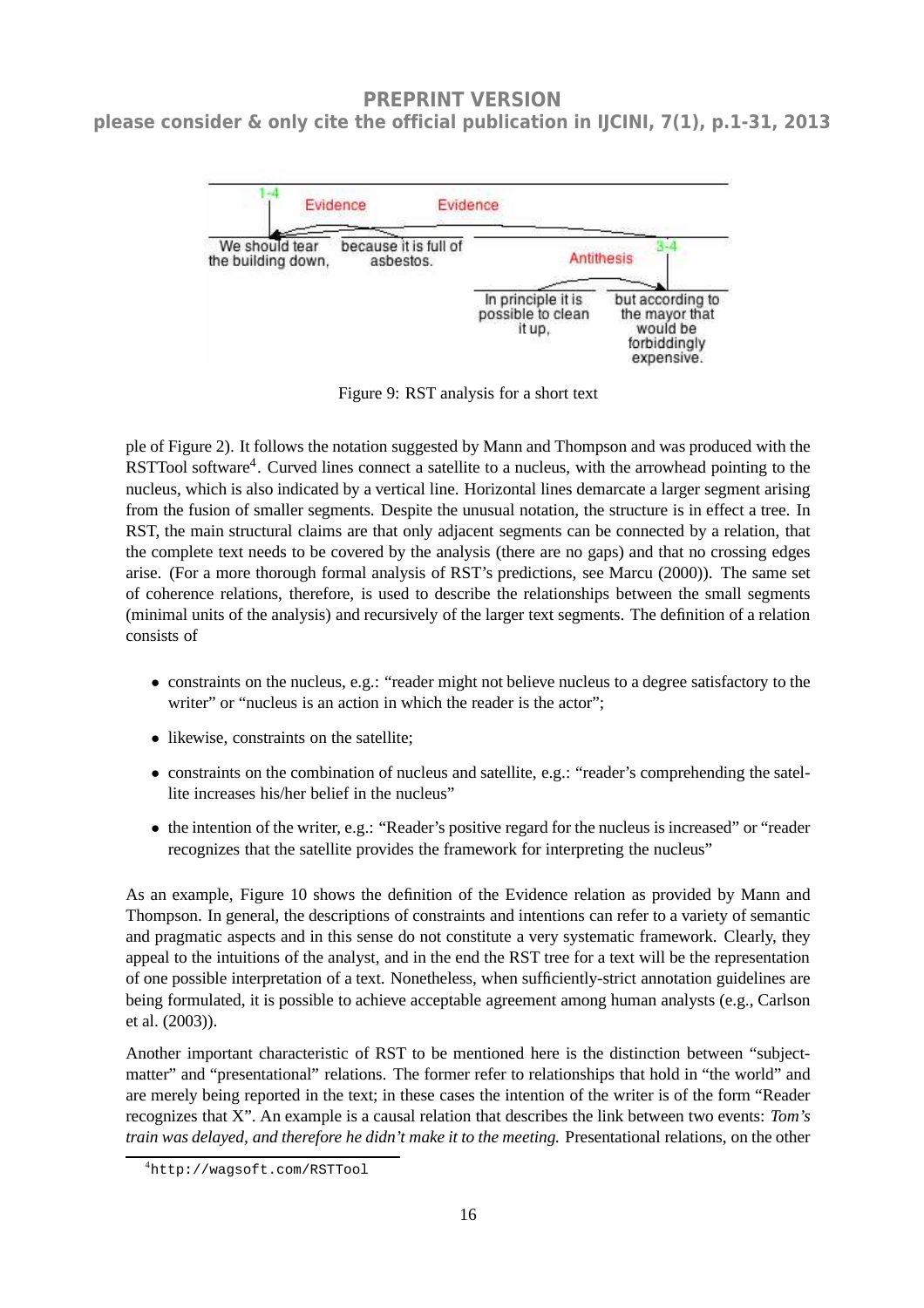Figure 9: RST analysis for a short text

ple of Figure 2). It follows the notation suggested by Mann and Thompson and was produced with the RSTTool software[4]. Curved lines connect a satellite to a nucleus, with the arrowhead pointing to the nucleus, which is also indicated by a vertical line. Horizontal lines demarcate a larger segment arising from the fusion of smaller segments. Despite the unusual notation, the structure is in effect a tree. In RST, the main structural claims are that only adjacent segments can be connected by a relation, that the complete text needs to be covered by the analysis (there are no gaps) and that no crossing edges arise. (For a more thorough formal analysis of RST's predictions, see Marcu (2000)). The same set of coherence relations, therefore, is used to describe the relationships between the small segments (minimal units of the analysis) and recursively of the larger text segments. The definition of a relation consists of

- constraints on the nucleus, e.g.: "reader might not believe nucleus to a degree satisfactory to the writer" or "nucleus is an action in which the reader is the actor";
- likewise, constraints on the satellite;
- constraints on the combination of nucleus and satellite, e.g.: "reader's comprehending the satellite increases his/her belief in the nucleus"
- the intention of the writer, e.g.: "Reader's positive regard for the nucleus is increased" or "reader recognizes that the satellite provides the framework for interpreting the nucleus"

As an example, Figure 10 shows the definition of the Evidence relation as provided by Mann and Thompson. In general, the descriptions of constraints and intentions can refer to a variety of semantic and pragmatic aspects and in this sense do not constitute a very systematic framework. Clearly, they appeal to the intuitions of the analyst, and in the end the RST tree for a text will be the representation of one possible interpretation of a text. Nonetheless, when sufficiently-strict annotation guidelines are being formulated, it is possible to achieve acceptable agreement among human analysts (e.g., Carlson et al. (2003)).

Another important characteristic of RST to be mentioned here is the distinction between "subject-matter" and "presentational" relations. The former refer to relationships that hold in "the world" and are merely being reported in the text; in these cases the intention of the writer is of the form "Reader recognizes that X". An example is a causal relation that describes the link between two events: *Tom's train was delayed, and therefore he didn't make it to the meeting.* Presentational relations, on the other

[4] http://wagsoft.com/RSTTool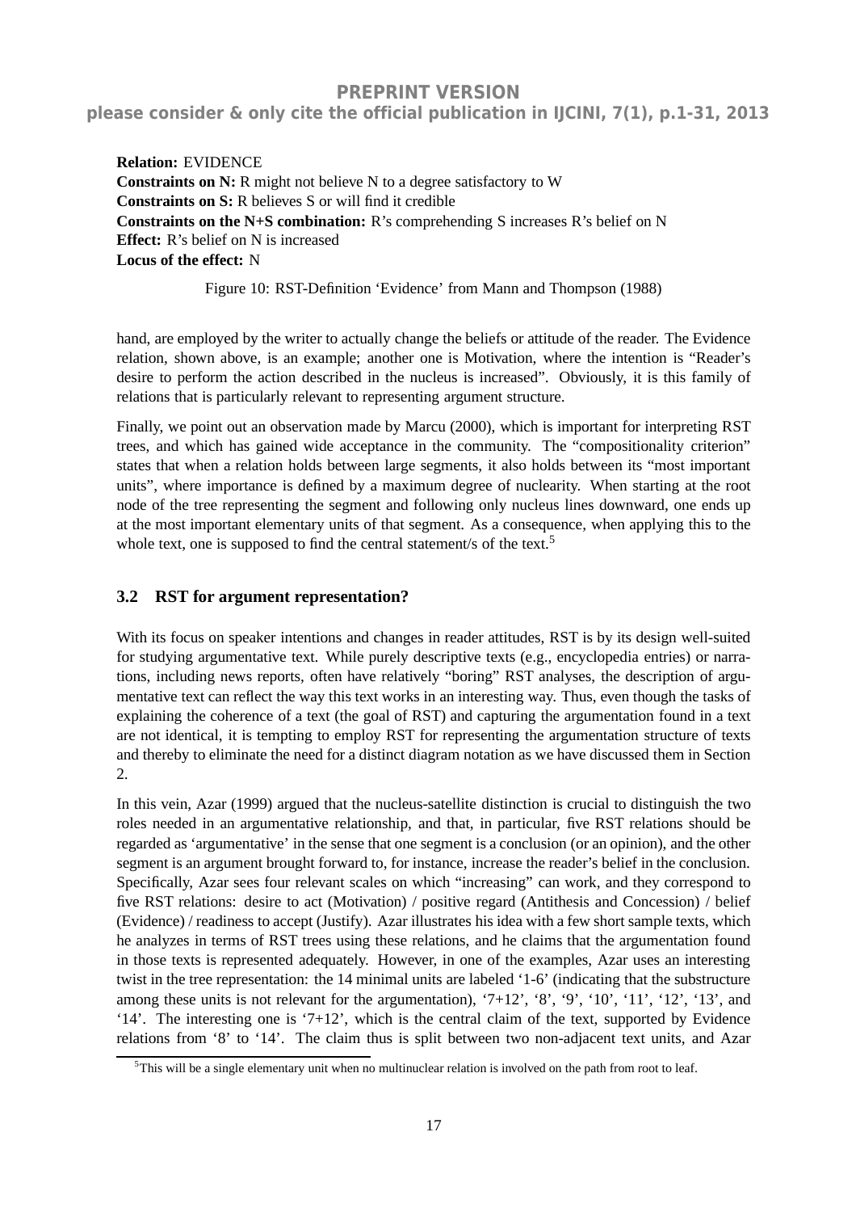**Relation:** EVIDENCE
**Constraints on N:** R might not believe N to a degree satisfactory to W
**Constraints on S:** R believes S or will find it credible
**Constraints on the N+S combination:** R's comprehending S increases R's belief on N
**Effect:** R's belief on N is increased
**Locus of the effect:** N

Figure 10: RST-Definition 'Evidence' from Mann and Thompson (1988)

hand, are employed by the writer to actually change the beliefs or attitude of the reader. The Evidence relation, shown above, is an example; another one is Motivation, where the intention is "Reader's desire to perform the action described in the nucleus is increased". Obviously, it is this family of relations that is particularly relevant to representing argument structure.

Finally, we point out an observation made by Marcu (2000), which is important for interpreting RST trees, and which has gained wide acceptance in the community. The "compositionality criterion" states that when a relation holds between large segments, it also holds between its "most important units", where importance is defined by a maximum degree of nuclearity. When starting at the root node of the tree representing the segment and following only nucleus lines downward, one ends up at the most important elementary units of that segment. As a consequence, when applying this to the whole text, one is supposed to find the central statement/s of the text.[5]

### 3.2 RST for argument representation?

With its focus on speaker intentions and changes in reader attitudes, RST is by its design well-suited for studying argumentative text. While purely descriptive texts (e.g., encyclopedia entries) or narrations, including news reports, often have relatively "boring" RST analyses, the description of argumentative text can reflect the way this text works in an interesting way. Thus, even though the tasks of explaining the coherence of a text (the goal of RST) and capturing the argumentation found in a text are not identical, it is tempting to employ RST for representing the argumentation structure of texts and thereby to eliminate the need for a distinct diagram notation as we have discussed them in Section 2.

In this vein, Azar (1999) argued that the nucleus-satellite distinction is crucial to distinguish the two roles needed in an argumentative relationship, and that, in particular, five RST relations should be regarded as 'argumentative' in the sense that one segment is a conclusion (or an opinion), and the other segment is an argument brought forward to, for instance, increase the reader's belief in the conclusion. Specifically, Azar sees four relevant scales on which "increasing" can work, and they correspond to five RST relations: desire to act (Motivation) / positive regard (Antithesis and Concession) / belief (Evidence) / readiness to accept (Justify). Azar illustrates his idea with a few short sample texts, which he analyzes in terms of RST trees using these relations, and he claims that the argumentation found in those texts is represented adequately. However, in one of the examples, Azar uses an interesting twist in the tree representation: the 14 minimal units are labeled '1-6' (indicating that the substructure among these units is not relevant for the argumentation), '7+12', '8', '9', '10', '11', '12', '13', and '14'. The interesting one is '7+12', which is the central claim of the text, supported by Evidence relations from '8' to '14'. The claim thus is split between two non-adjacent text units, and Azar

[5] This will be a single elementary unit when no multinuclear relation is involved on the path from root to leaf.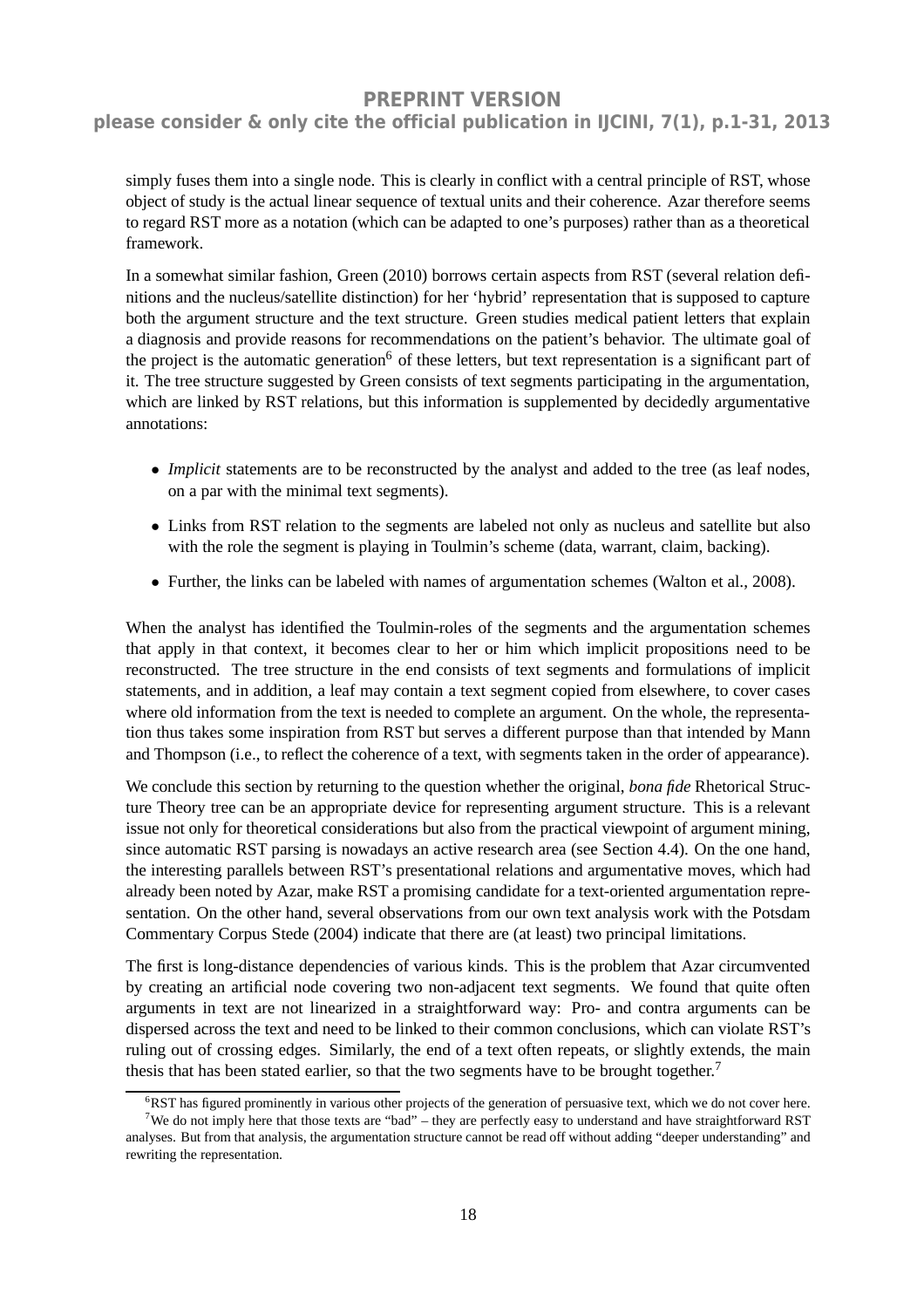simply fuses them into a single node. This is clearly in conflict with a central principle of RST, whose object of study is the actual linear sequence of textual units and their coherence. Azar therefore seems to regard RST more as a notation (which can be adapted to one's purposes) rather than as a theoretical framework.

In a somewhat similar fashion, Green (2010) borrows certain aspects from RST (several relation definitions and the nucleus/satellite distinction) for her 'hybrid' representation that is supposed to capture both the argument structure and the text structure. Green studies medical patient letters that explain a diagnosis and provide reasons for recommendations on the patient's behavior. The ultimate goal of the project is the automatic generation[6] of these letters, but text representation is a significant part of it. The tree structure suggested by Green consists of text segments participating in the argumentation, which are linked by RST relations, but this information is supplemented by decidedly argumentative annotations:

- *Implicit* statements are to be reconstructed by the analyst and added to the tree (as leaf nodes, on a par with the minimal text segments).
- Links from RST relation to the segments are labeled not only as nucleus and satellite but also with the role the segment is playing in Toulmin's scheme (data, warrant, claim, backing).
- Further, the links can be labeled with names of argumentation schemes (Walton et al., 2008).

When the analyst has identified the Toulmin-roles of the segments and the argumentation schemes that apply in that context, it becomes clear to her or him which implicit propositions need to be reconstructed. The tree structure in the end consists of text segments and formulations of implicit statements, and in addition, a leaf may contain a text segment copied from elsewhere, to cover cases where old information from the text is needed to complete an argument. On the whole, the representation thus takes some inspiration from RST but serves a different purpose than that intended by Mann and Thompson (i.e., to reflect the coherence of a text, with segments taken in the order of appearance).

We conclude this section by returning to the question whether the original, *bona fide* Rhetorical Structure Theory tree can be an appropriate device for representing argument structure. This is a relevant issue not only for theoretical considerations but also from the practical viewpoint of argument mining, since automatic RST parsing is nowadays an active research area (see Section 4.4). On the one hand, the interesting parallels between RST's presentational relations and argumentative moves, which had already been noted by Azar, make RST a promising candidate for a text-oriented argumentation representation. On the other hand, several observations from our own text analysis work with the Potsdam Commentary Corpus Stede (2004) indicate that there are (at least) two principal limitations.

The first is long-distance dependencies of various kinds. This is the problem that Azar circumvented by creating an artificial node covering two non-adjacent text segments. We found that quite often arguments in text are not linearized in a straightforward way: Pro- and contra arguments can be dispersed across the text and need to be linked to their common conclusions, which can violate RST's ruling out of crossing edges. Similarly, the end of a text often repeats, or slightly extends, the main thesis that has been stated earlier, so that the two segments have to be brought together.[7]

[6] RST has figured prominently in various other projects of the generation of persuasive text, which we do not cover here.

[7] We do not imply here that those texts are "bad" – they are perfectly easy to understand and have straightforward RST analyses. But from that analysis, the argumentation structure cannot be read off without adding "deeper understanding" and rewriting the representation.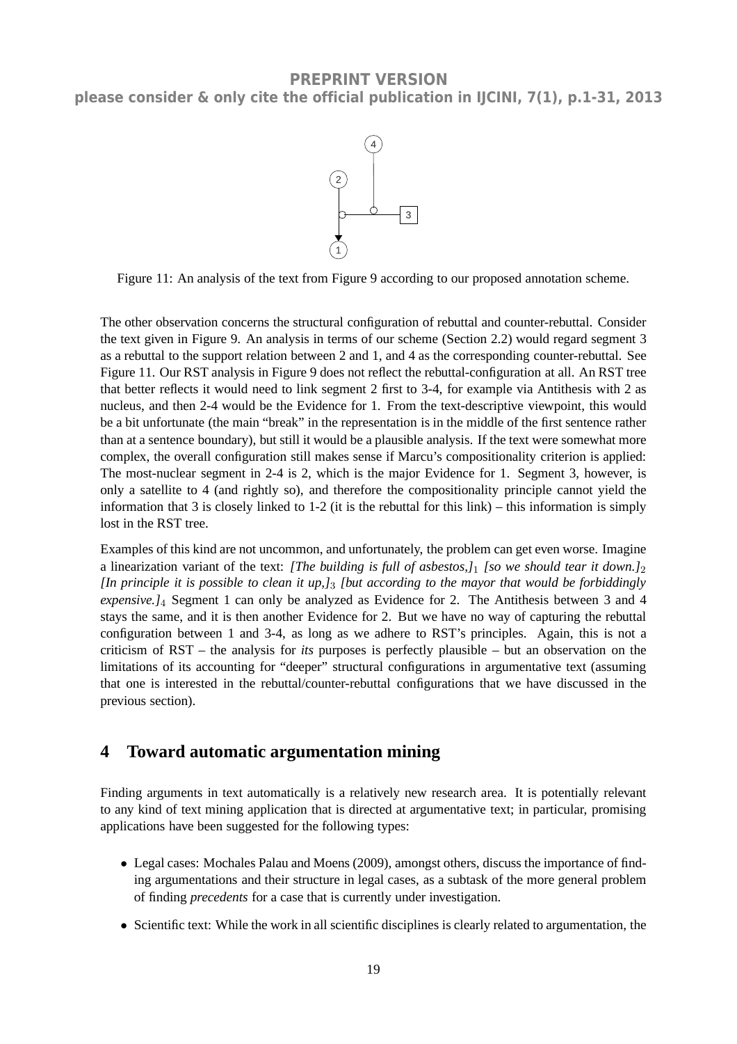**PREPRINT VERSION**

**please consider & only cite the official publication in IJCINI, 7(1), p.1-31, 2013**

Figure 11: An analysis of the text from Figure 9 according to our proposed annotation scheme.

The other observation concerns the structural configuration of rebuttal and counter-rebuttal. Consider the text given in Figure 9. An analysis in terms of our scheme (Section 2.2) would regard segment 3 as a rebuttal to the support relation between 2 and 1, and 4 as the corresponding counter-rebuttal. See Figure 11. Our RST analysis in Figure 9 does not reflect the rebuttal-configuration at all. An RST tree that better reflects it would need to link segment 2 first to 3-4, for example via Antithesis with 2 as nucleus, and then 2-4 would be the Evidence for 1. From the text-descriptive viewpoint, this would be a bit unfortunate (the main "break" in the representation is in the middle of the first sentence rather than at a sentence boundary), but still it would be a plausible analysis. If the text were somewhat more complex, the overall configuration still makes sense if Marcu's compositionality criterion is applied: The most-nuclear segment in 2-4 is 2, which is the major Evidence for 1. Segment 3, however, is only a satellite to 4 (and rightly so), and therefore the compositionality principle cannot yield the information that 3 is closely linked to 1-2 (it is the rebuttal for this link) – this information is simply lost in the RST tree.

Examples of this kind are not uncommon, and unfortunately, the problem can get even worse. Imagine a linearization variant of the text: *[The building is full of asbestos,]*$_1$ *[so we should tear it down.]*$_2$ *[In principle it is possible to clean it up,]*$_3$ *[but according to the mayor that would be forbiddingly expensive.]*$_4$ Segment 1 can only be analyzed as Evidence for 2. The Antithesis between 3 and 4 stays the same, and it is then another Evidence for 2. But we have no way of capturing the rebuttal configuration between 1 and 3-4, as long as we adhere to RST's principles. Again, this is not a criticism of RST – the analysis for *its* purposes is perfectly plausible – but an observation on the limitations of its accounting for "deeper" structural configurations in argumentative text (assuming that one is interested in the rebuttal/counter-rebuttal configurations that we have discussed in the previous section).

## 4 Toward automatic argumentation mining

Finding arguments in text automatically is a relatively new research area. It is potentially relevant to any kind of text mining application that is directed at argumentative text; in particular, promising applications have been suggested for the following types:

- Legal cases: Mochales Palau and Moens (2009), amongst others, discuss the importance of finding argumentations and their structure in legal cases, as a subtask of the more general problem of finding *precedents* for a case that is currently under investigation.
- Scientific text: While the work in all scientific disciplines is clearly related to argumentation, the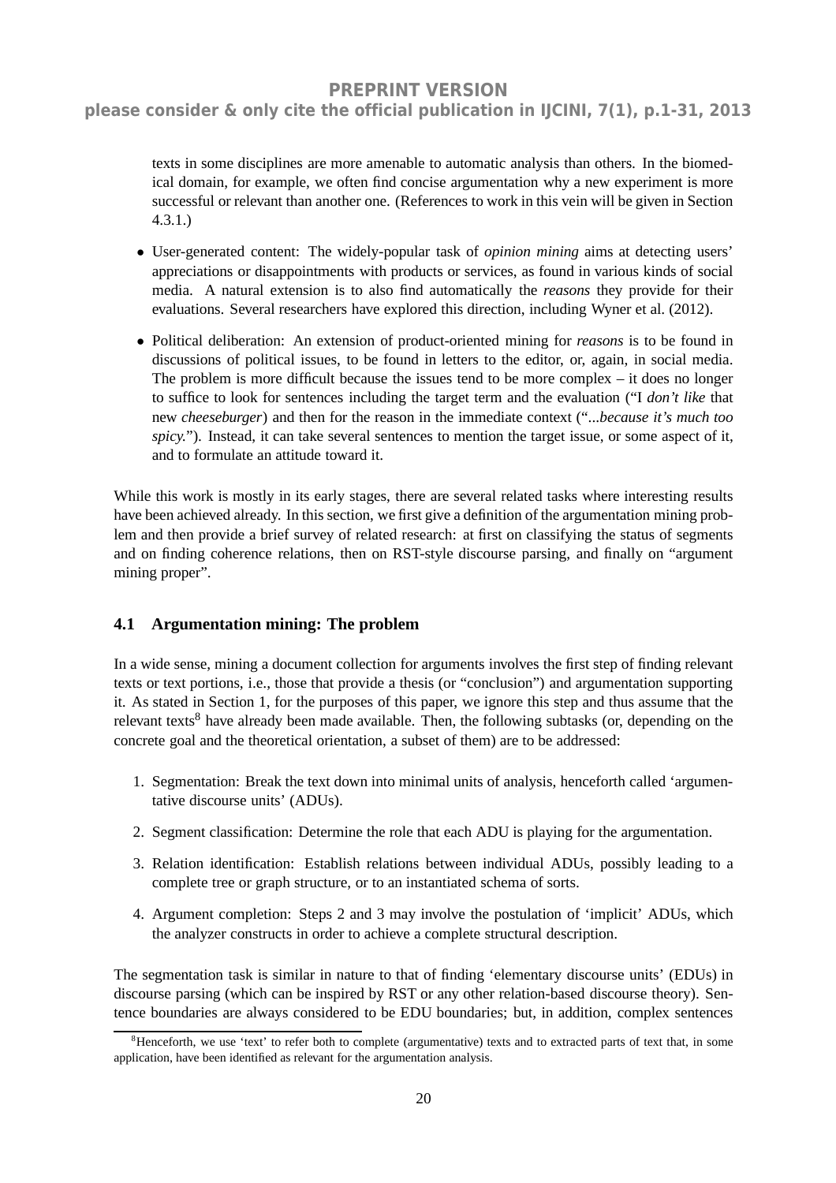texts in some disciplines are more amenable to automatic analysis than others. In the biomedical domain, for example, we often find concise argumentation why a new experiment is more successful or relevant than another one. (References to work in this vein will be given in Section 4.3.1.)

- User-generated content: The widely-popular task of *opinion mining* aims at detecting users' appreciations or disappointments with products or services, as found in various kinds of social media. A natural extension is to also find automatically the *reasons* they provide for their evaluations. Several researchers have explored this direction, including Wyner et al. (2012).

- Political deliberation: An extension of product-oriented mining for *reasons* is to be found in discussions of political issues, to be found in letters to the editor, or, again, in social media. The problem is more difficult because the issues tend to be more complex – it does no longer to suffice to look for sentences including the target term and the evaluation ("I *don't like* that new *cheeseburger*) and then for the reason in the immediate context ("*...because it's much too spicy.*"). Instead, it can take several sentences to mention the target issue, or some aspect of it, and to formulate an attitude toward it.

While this work is mostly in its early stages, there are several related tasks where interesting results have been achieved already. In this section, we first give a definition of the argumentation mining problem and then provide a brief survey of related research: at first on classifying the status of segments and on finding coherence relations, then on RST-style discourse parsing, and finally on "argument mining proper".

### 4.1 Argumentation mining: The problem

In a wide sense, mining a document collection for arguments involves the first step of finding relevant texts or text portions, i.e., those that provide a thesis (or "conclusion") and argumentation supporting it. As stated in Section 1, for the purposes of this paper, we ignore this step and thus assume that the relevant texts[8] have already been made available. Then, the following subtasks (or, depending on the concrete goal and the theoretical orientation, a subset of them) are to be addressed:

1. Segmentation: Break the text down into minimal units of analysis, henceforth called 'argumentative discourse units' (ADUs).
2. Segment classification: Determine the role that each ADU is playing for the argumentation.
3. Relation identification: Establish relations between individual ADUs, possibly leading to a complete tree or graph structure, or to an instantiated schema of sorts.
4. Argument completion: Steps 2 and 3 may involve the postulation of 'implicit' ADUs, which the analyzer constructs in order to achieve a complete structural description.

The segmentation task is similar in nature to that of finding 'elementary discourse units' (EDUs) in discourse parsing (which can be inspired by RST or any other relation-based discourse theory). Sentence boundaries are always considered to be EDU boundaries; but, in addition, complex sentences

[8] Henceforth, we use 'text' to refer both to complete (argumentative) texts and to extracted parts of text that, in some application, have been identified as relevant for the argumentation analysis.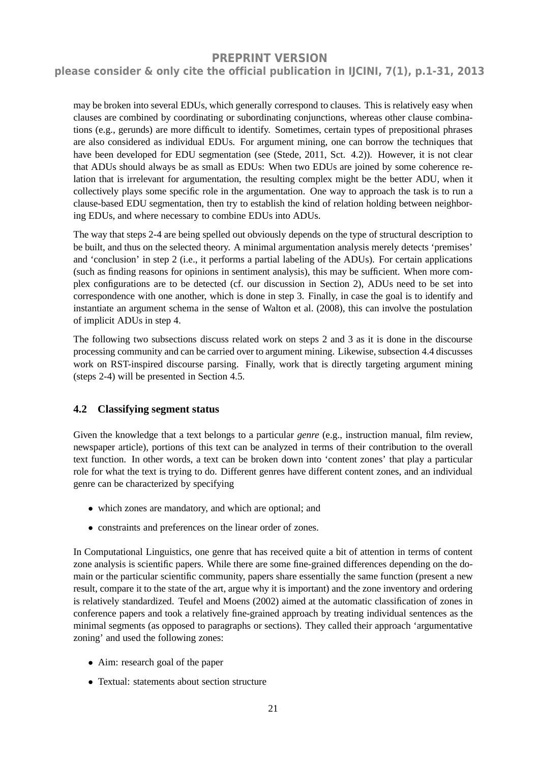may be broken into several EDUs, which generally correspond to clauses. This is relatively easy when clauses are combined by coordinating or subordinating conjunctions, whereas other clause combinations (e.g., gerunds) are more difficult to identify. Sometimes, certain types of prepositional phrases are also considered as individual EDUs. For argument mining, one can borrow the techniques that have been developed for EDU segmentation (see (Stede, 2011, Sct. 4.2)). However, it is not clear that ADUs should always be as small as EDUs: When two EDUs are joined by some coherence relation that is irrelevant for argumentation, the resulting complex might be the better ADU, when it collectively plays some specific role in the argumentation. One way to approach the task is to run a clause-based EDU segmentation, then try to establish the kind of relation holding between neighboring EDUs, and where necessary to combine EDUs into ADUs.

The way that steps 2-4 are being spelled out obviously depends on the type of structural description to be built, and thus on the selected theory. A minimal argumentation analysis merely detects 'premises' and 'conclusion' in step 2 (i.e., it performs a partial labeling of the ADUs). For certain applications (such as finding reasons for opinions in sentiment analysis), this may be sufficient. When more complex configurations are to be detected (cf. our discussion in Section 2), ADUs need to be set into correspondence with one another, which is done in step 3. Finally, in case the goal is to identify and instantiate an argument schema in the sense of Walton et al. (2008), this can involve the postulation of implicit ADUs in step 4.

The following two subsections discuss related work on steps 2 and 3 as it is done in the discourse processing community and can be carried over to argument mining. Likewise, subsection 4.4 discusses work on RST-inspired discourse parsing. Finally, work that is directly targeting argument mining (steps 2-4) will be presented in Section 4.5.

### 4.2 Classifying segment status

Given the knowledge that a text belongs to a particular *genre* (e.g., instruction manual, film review, newspaper article), portions of this text can be analyzed in terms of their contribution to the overall text function. In other words, a text can be broken down into 'content zones' that play a particular role for what the text is trying to do. Different genres have different content zones, and an individual genre can be characterized by specifying

- which zones are mandatory, and which are optional; and
- constraints and preferences on the linear order of zones.

In Computational Linguistics, one genre that has received quite a bit of attention in terms of content zone analysis is scientific papers. While there are some fine-grained differences depending on the domain or the particular scientific community, papers share essentially the same function (present a new result, compare it to the state of the art, argue why it is important) and the zone inventory and ordering is relatively standardized. Teufel and Moens (2002) aimed at the automatic classification of zones in conference papers and took a relatively fine-grained approach by treating individual sentences as the minimal segments (as opposed to paragraphs or sections). They called their approach 'argumentative zoning' and used the following zones:

- Aim: research goal of the paper
- Textual: statements about section structure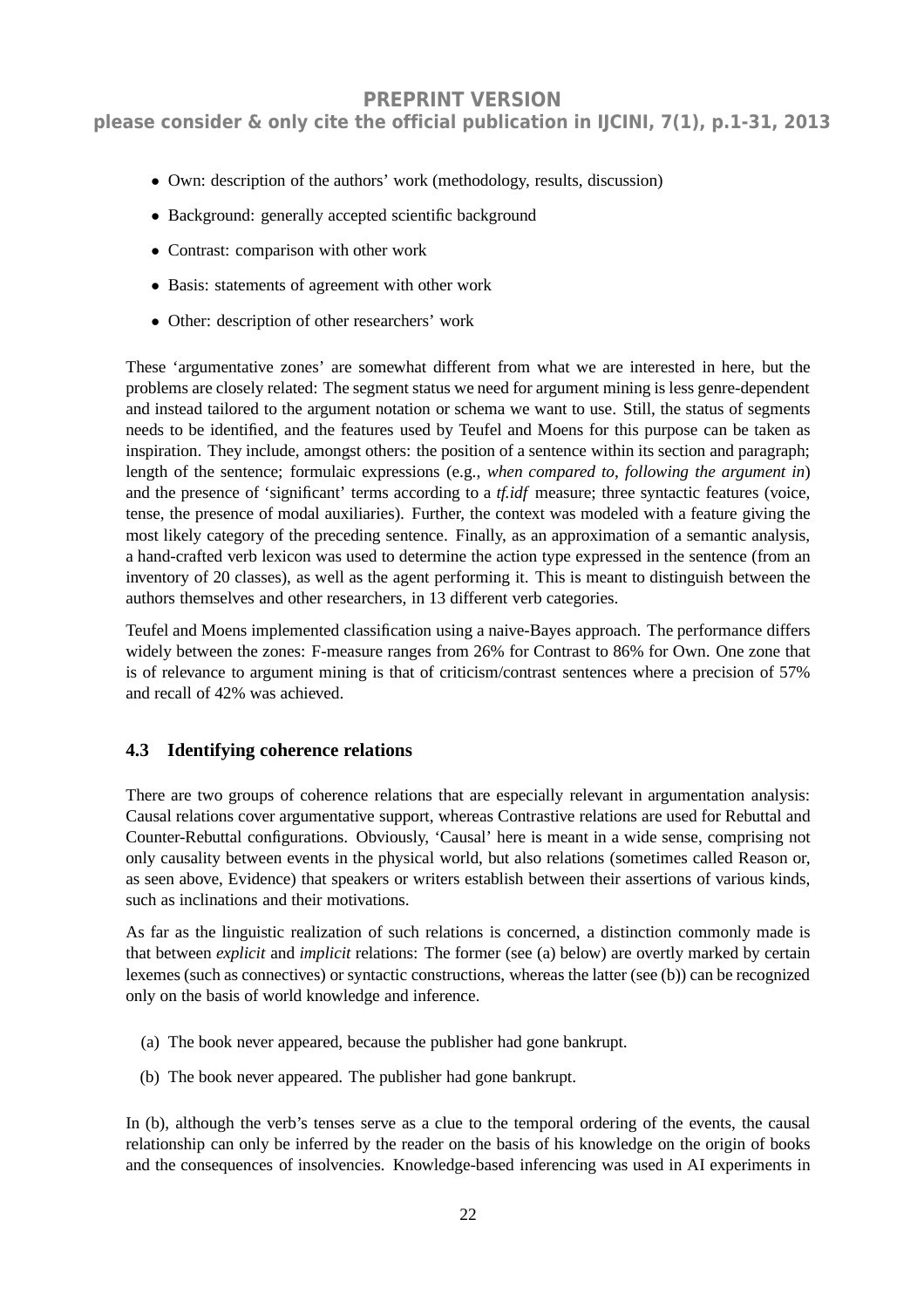- Own: description of the authors' work (methodology, results, discussion)
- Background: generally accepted scientific background
- Contrast: comparison with other work
- Basis: statements of agreement with other work
- Other: description of other researchers' work

These 'argumentative zones' are somewhat different from what we are interested in here, but the problems are closely related: The segment status we need for argument mining is less genre-dependent and instead tailored to the argument notation or schema we want to use. Still, the status of segments needs to be identified, and the features used by Teufel and Moens for this purpose can be taken as inspiration. They include, amongst others: the position of a sentence within its section and paragraph; length of the sentence; formulaic expressions (e.g., *when compared to*, *following the argument in*) and the presence of 'significant' terms according to a *tf.idf* measure; three syntactic features (voice, tense, the presence of modal auxiliaries). Further, the context was modeled with a feature giving the most likely category of the preceding sentence. Finally, as an approximation of a semantic analysis, a hand-crafted verb lexicon was used to determine the action type expressed in the sentence (from an inventory of 20 classes), as well as the agent performing it. This is meant to distinguish between the authors themselves and other researchers, in 13 different verb categories.

Teufel and Moens implemented classification using a naive-Bayes approach. The performance differs widely between the zones: F-measure ranges from 26% for Contrast to 86% for Own. One zone that is of relevance to argument mining is that of criticism/contrast sentences where a precision of 57% and recall of 42% was achieved.

### 4.3 Identifying coherence relations

There are two groups of coherence relations that are especially relevant in argumentation analysis: Causal relations cover argumentative support, whereas Contrastive relations are used for Rebuttal and Counter-Rebuttal configurations. Obviously, 'Causal' here is meant in a wide sense, comprising not only causality between events in the physical world, but also relations (sometimes called Reason or, as seen above, Evidence) that speakers or writers establish between their assertions of various kinds, such as inclinations and their motivations.

As far as the linguistic realization of such relations is concerned, a distinction commonly made is that between *explicit* and *implicit* relations: The former (see (a) below) are overtly marked by certain lexemes (such as connectives) or syntactic constructions, whereas the latter (see (b)) can be recognized only on the basis of world knowledge and inference.

(a) The book never appeared, because the publisher had gone bankrupt.

(b) The book never appeared. The publisher had gone bankrupt.

In (b), although the verb's tenses serve as a clue to the temporal ordering of the events, the causal relationship can only be inferred by the reader on the basis of his knowledge on the origin of books and the consequences of insolvencies. Knowledge-based inferencing was used in AI experiments in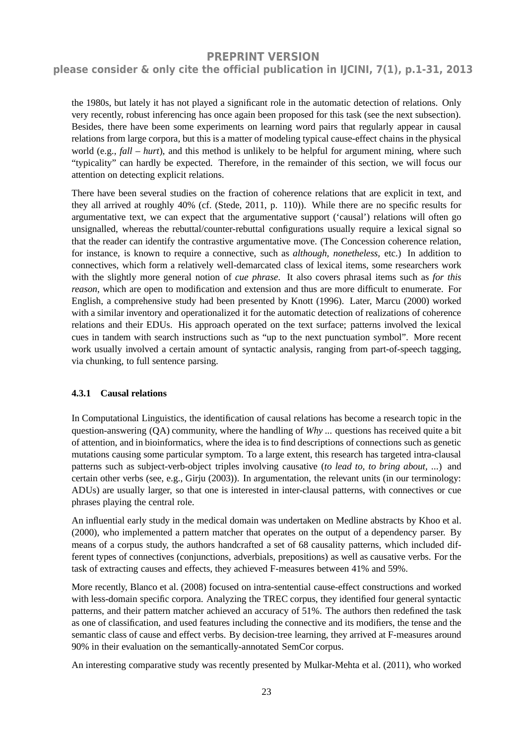the 1980s, but lately it has not played a significant role in the automatic detection of relations. Only very recently, robust inferencing has once again been proposed for this task (see the next subsection). Besides, there have been some experiments on learning word pairs that regularly appear in causal relations from large corpora, but this is a matter of modeling typical cause-effect chains in the physical world (e.g., *fall* – *hurt*), and this method is unlikely to be helpful for argument mining, where such "typicality" can hardly be expected. Therefore, in the remainder of this section, we will focus our attention on detecting explicit relations.

There have been several studies on the fraction of coherence relations that are explicit in text, and they all arrived at roughly 40% (cf. (Stede, 2011, p. 110)). While there are no specific results for argumentative text, we can expect that the argumentative support ('causal') relations will often go unsignalled, whereas the rebuttal/counter-rebuttal configurations usually require a lexical signal so that the reader can identify the contrastive argumentative move. (The Concession coherence relation, for instance, is known to require a connective, such as *although, nonetheless,* etc.) In addition to connectives, which form a relatively well-demarcated class of lexical items, some researchers work with the slightly more general notion of *cue phrase*. It also covers phrasal items such as *for this reason*, which are open to modification and extension and thus are more difficult to enumerate. For English, a comprehensive study had been presented by Knott (1996). Later, Marcu (2000) worked with a similar inventory and operationalized it for the automatic detection of realizations of coherence relations and their EDUs. His approach operated on the text surface; patterns involved the lexical cues in tandem with search instructions such as "up to the next punctuation symbol". More recent work usually involved a certain amount of syntactic analysis, ranging from part-of-speech tagging, via chunking, to full sentence parsing.

#### 4.3.1 Causal relations

In Computational Linguistics, the identification of causal relations has become a research topic in the question-answering (QA) community, where the handling of *Why ...* questions has received quite a bit of attention, and in bioinformatics, where the idea is to find descriptions of connections such as genetic mutations causing some particular symptom. To a large extent, this research has targeted intra-clausal patterns such as subject-verb-object triples involving causative (*to lead to, to bring about, ...*) and certain other verbs (see, e.g., Girju (2003)). In argumentation, the relevant units (in our terminology: ADUs) are usually larger, so that one is interested in inter-clausal patterns, with connectives or cue phrases playing the central role.

An influential early study in the medical domain was undertaken on Medline abstracts by Khoo et al. (2000), who implemented a pattern matcher that operates on the output of a dependency parser. By means of a corpus study, the authors handcrafted a set of 68 causality patterns, which included different types of connectives (conjunctions, adverbials, prepositions) as well as causative verbs. For the task of extracting causes and effects, they achieved F-measures between 41% and 59%.

More recently, Blanco et al. (2008) focused on intra-sentential cause-effect constructions and worked with less-domain specific corpora. Analyzing the TREC corpus, they identified four general syntactic patterns, and their pattern matcher achieved an accuracy of 51%. The authors then redefined the task as one of classification, and used features including the connective and its modifiers, the tense and the semantic class of cause and effect verbs. By decision-tree learning, they arrived at F-measures around 90% in their evaluation on the semantically-annotated SemCor corpus.

An interesting comparative study was recently presented by Mulkar-Mehta et al. (2011), who worked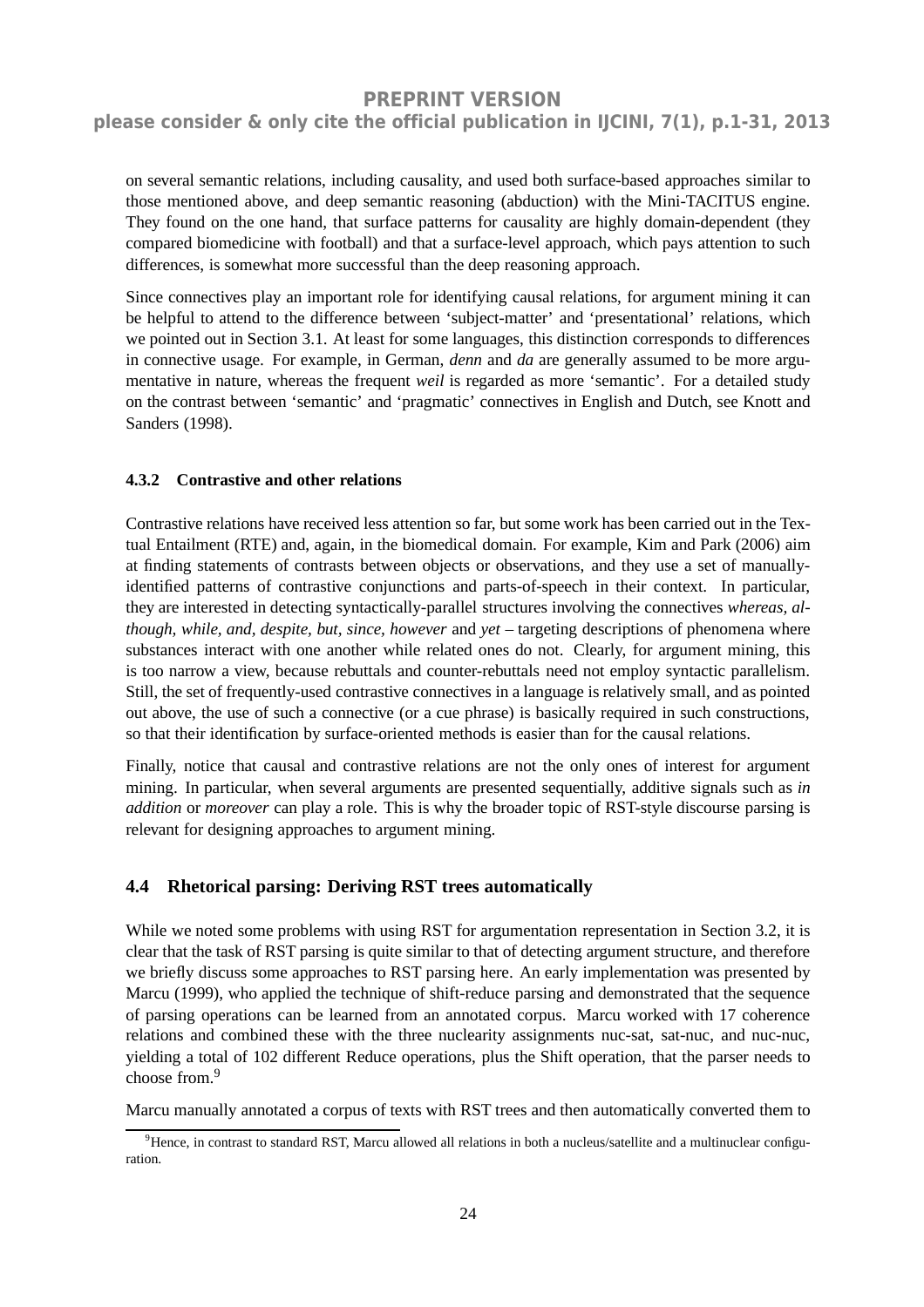on several semantic relations, including causality, and used both surface-based approaches similar to those mentioned above, and deep semantic reasoning (abduction) with the Mini-TACITUS engine. They found on the one hand, that surface patterns for causality are highly domain-dependent (they compared biomedicine with football) and that a surface-level approach, which pays attention to such differences, is somewhat more successful than the deep reasoning approach.

Since connectives play an important role for identifying causal relations, for argument mining it can be helpful to attend to the difference between 'subject-matter' and 'presentational' relations, which we pointed out in Section 3.1. At least for some languages, this distinction corresponds to differences in connective usage. For example, in German, *denn* and *da* are generally assumed to be more argumentative in nature, whereas the frequent *weil* is regarded as more 'semantic'. For a detailed study on the contrast between 'semantic' and 'pragmatic' connectives in English and Dutch, see Knott and Sanders (1998).

#### 4.3.2 Contrastive and other relations

Contrastive relations have received less attention so far, but some work has been carried out in the Textual Entailment (RTE) and, again, in the biomedical domain. For example, Kim and Park (2006) aim at finding statements of contrasts between objects or observations, and they use a set of manually-identified patterns of contrastive conjunctions and parts-of-speech in their context. In particular, they are interested in detecting syntactically-parallel structures involving the connectives *whereas, although, while, and, despite, but, since, however* and *yet* – targeting descriptions of phenomena where substances interact with one another while related ones do not. Clearly, for argument mining, this is too narrow a view, because rebuttals and counter-rebuttals need not employ syntactic parallelism. Still, the set of frequently-used contrastive connectives in a language is relatively small, and as pointed out above, the use of such a connective (or a cue phrase) is basically required in such constructions, so that their identification by surface-oriented methods is easier than for the causal relations.

Finally, notice that causal and contrastive relations are not the only ones of interest for argument mining. In particular, when several arguments are presented sequentially, additive signals such as *in addition* or *moreover* can play a role. This is why the broader topic of RST-style discourse parsing is relevant for designing approaches to argument mining.

### 4.4 Rhetorical parsing: Deriving RST trees automatically

While we noted some problems with using RST for argumentation representation in Section 3.2, it is clear that the task of RST parsing is quite similar to that of detecting argument structure, and therefore we briefly discuss some approaches to RST parsing here. An early implementation was presented by Marcu (1999), who applied the technique of shift-reduce parsing and demonstrated that the sequence of parsing operations can be learned from an annotated corpus. Marcu worked with 17 coherence relations and combined these with the three nuclearity assignments nuc-sat, sat-nuc, and nuc-nuc, yielding a total of 102 different Reduce operations, plus the Shift operation, that the parser needs to choose from.[9]

Marcu manually annotated a corpus of texts with RST trees and then automatically converted them to

[9] Hence, in contrast to standard RST, Marcu allowed all relations in both a nucleus/satellite and a multinuclear configuration.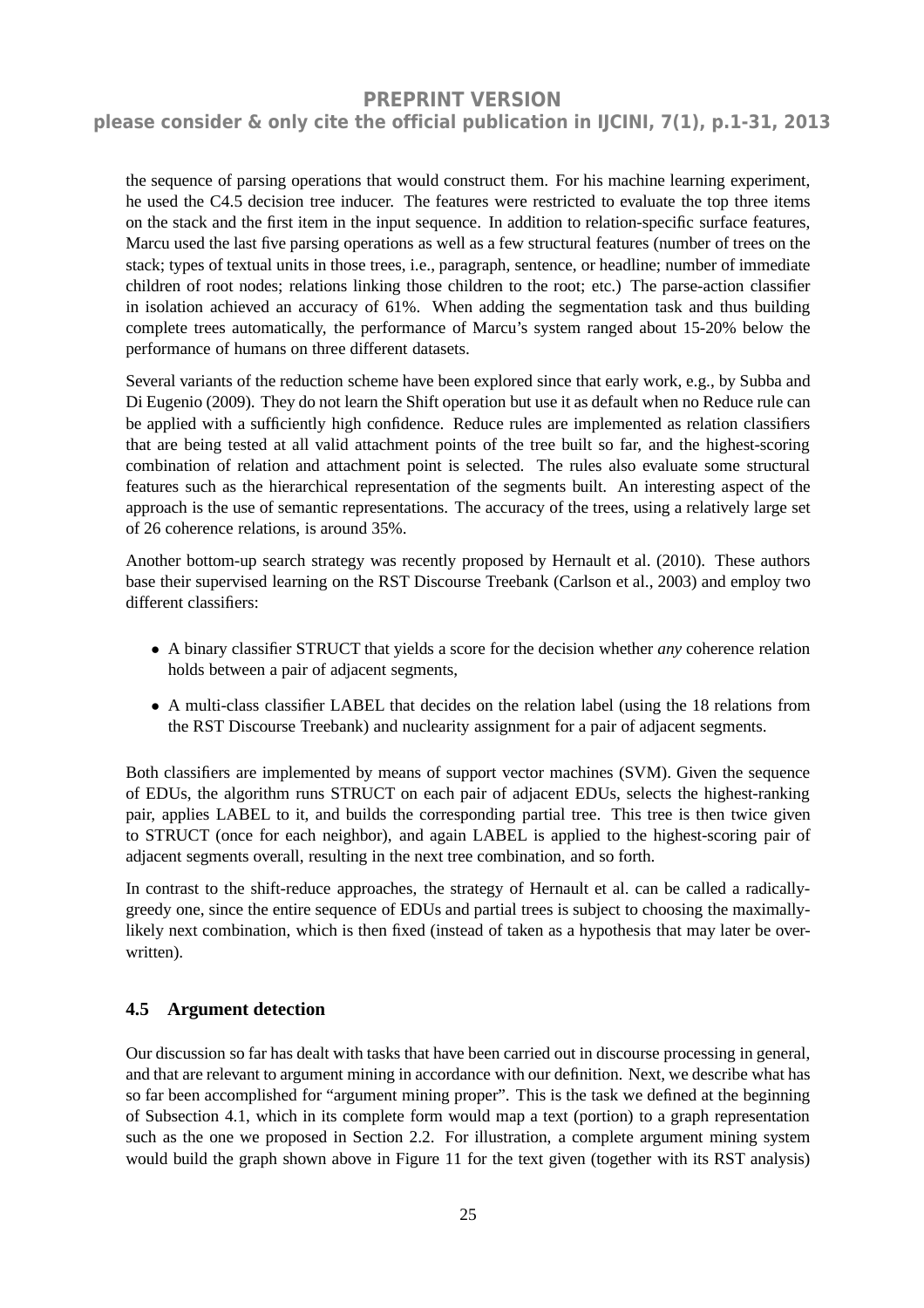the sequence of parsing operations that would construct them. For his machine learning experiment, he used the C4.5 decision tree inducer. The features were restricted to evaluate the top three items on the stack and the first item in the input sequence. In addition to relation-specific surface features, Marcu used the last five parsing operations as well as a few structural features (number of trees on the stack; types of textual units in those trees, i.e., paragraph, sentence, or headline; number of immediate children of root nodes; relations linking those children to the root; etc.) The parse-action classifier in isolation achieved an accuracy of 61%. When adding the segmentation task and thus building complete trees automatically, the performance of Marcu's system ranged about 15-20% below the performance of humans on three different datasets.

Several variants of the reduction scheme have been explored since that early work, e.g., by Subba and Di Eugenio (2009). They do not learn the Shift operation but use it as default when no Reduce rule can be applied with a sufficiently high confidence. Reduce rules are implemented as relation classifiers that are being tested at all valid attachment points of the tree built so far, and the highest-scoring combination of relation and attachment point is selected. The rules also evaluate some structural features such as the hierarchical representation of the segments built. An interesting aspect of the approach is the use of semantic representations. The accuracy of the trees, using a relatively large set of 26 coherence relations, is around 35%.

Another bottom-up search strategy was recently proposed by Hernault et al. (2010). These authors base their supervised learning on the RST Discourse Treebank (Carlson et al., 2003) and employ two different classifiers:

- A binary classifier STRUCT that yields a score for the decision whether *any* coherence relation holds between a pair of adjacent segments,
- A multi-class classifier LABEL that decides on the relation label (using the 18 relations from the RST Discourse Treebank) and nuclearity assignment for a pair of adjacent segments.

Both classifiers are implemented by means of support vector machines (SVM). Given the sequence of EDUs, the algorithm runs STRUCT on each pair of adjacent EDUs, selects the highest-ranking pair, applies LABEL to it, and builds the corresponding partial tree. This tree is then twice given to STRUCT (once for each neighbor), and again LABEL is applied to the highest-scoring pair of adjacent segments overall, resulting in the next tree combination, and so forth.

In contrast to the shift-reduce approaches, the strategy of Hernault et al. can be called a radically-greedy one, since the entire sequence of EDUs and partial trees is subject to choosing the maximally-likely next combination, which is then fixed (instead of taken as a hypothesis that may later be overwritten).

### 4.5 Argument detection

Our discussion so far has dealt with tasks that have been carried out in discourse processing in general, and that are relevant to argument mining in accordance with our definition. Next, we describe what has so far been accomplished for "argument mining proper". This is the task we defined at the beginning of Subsection 4.1, which in its complete form would map a text (portion) to a graph representation such as the one we proposed in Section 2.2. For illustration, a complete argument mining system would build the graph shown above in Figure 11 for the text given (together with its RST analysis)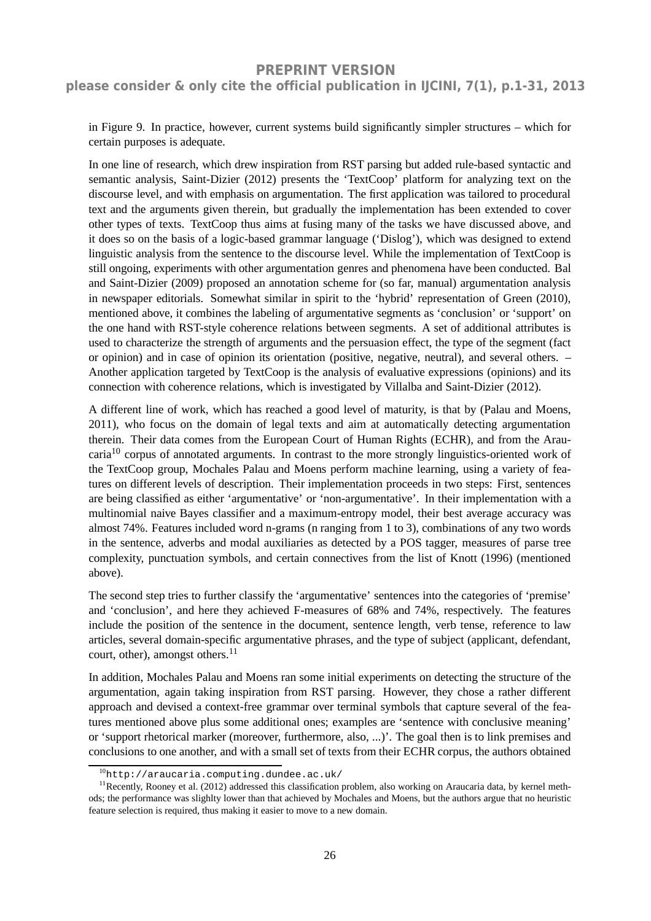in Figure 9. In practice, however, current systems build significantly simpler structures – which for certain purposes is adequate.

In one line of research, which drew inspiration from RST parsing but added rule-based syntactic and semantic analysis, Saint-Dizier (2012) presents the 'TextCoop' platform for analyzing text on the discourse level, and with emphasis on argumentation. The first application was tailored to procedural text and the arguments given therein, but gradually the implementation has been extended to cover other types of texts. TextCoop thus aims at fusing many of the tasks we have discussed above, and it does so on the basis of a logic-based grammar language ('Dislog'), which was designed to extend linguistic analysis from the sentence to the discourse level. While the implementation of TextCoop is still ongoing, experiments with other argumentation genres and phenomena have been conducted. Bal and Saint-Dizier (2009) proposed an annotation scheme for (so far, manual) argumentation analysis in newspaper editorials. Somewhat similar in spirit to the 'hybrid' representation of Green (2010), mentioned above, it combines the labeling of argumentative segments as 'conclusion' or 'support' on the one hand with RST-style coherence relations between segments. A set of additional attributes is used to characterize the strength of arguments and the persuasion effect, the type of the segment (fact or opinion) and in case of opinion its orientation (positive, negative, neutral), and several others. – Another application targeted by TextCoop is the analysis of evaluative expressions (opinions) and its connection with coherence relations, which is investigated by Villalba and Saint-Dizier (2012).

A different line of work, which has reached a good level of maturity, is that by (Palau and Moens, 2011), who focus on the domain of legal texts and aim at automatically detecting argumentation therein. Their data comes from the European Court of Human Rights (ECHR), and from the Araucaria[10] corpus of annotated arguments. In contrast to the more strongly linguistics-oriented work of the TextCoop group, Mochales Palau and Moens perform machine learning, using a variety of features on different levels of description. Their implementation proceeds in two steps: First, sentences are being classified as either 'argumentative' or 'non-argumentative'. In their implementation with a multinomial naive Bayes classifier and a maximum-entropy model, their best average accuracy was almost 74%. Features included word n-grams (n ranging from 1 to 3), combinations of any two words in the sentence, adverbs and modal auxiliaries as detected by a POS tagger, measures of parse tree complexity, punctuation symbols, and certain connectives from the list of Knott (1996) (mentioned above).

The second step tries to further classify the 'argumentative' sentences into the categories of 'premise' and 'conclusion', and here they achieved F-measures of 68% and 74%, respectively. The features include the position of the sentence in the document, sentence length, verb tense, reference to law articles, several domain-specific argumentative phrases, and the type of subject (applicant, defendant, court, other), amongst others.[11]

In addition, Mochales Palau and Moens ran some initial experiments on detecting the structure of the argumentation, again taking inspiration from RST parsing. However, they chose a rather different approach and devised a context-free grammar over terminal symbols that capture several of the features mentioned above plus some additional ones; examples are 'sentence with conclusive meaning' or 'support rhetorical marker (moreover, furthermore, also, ...)'. The goal then is to link premises and conclusions to one another, and with a small set of texts from their ECHR corpus, the authors obtained

[10] http://araucaria.computing.dundee.ac.uk/

[11] Recently, Rooney et al. (2012) addressed this classification problem, also working on Araucaria data, by kernel methods; the performance was slighlty lower than that achieved by Mochales and Moens, but the authors argue that no heuristic feature selection is required, thus making it easier to move to a new domain.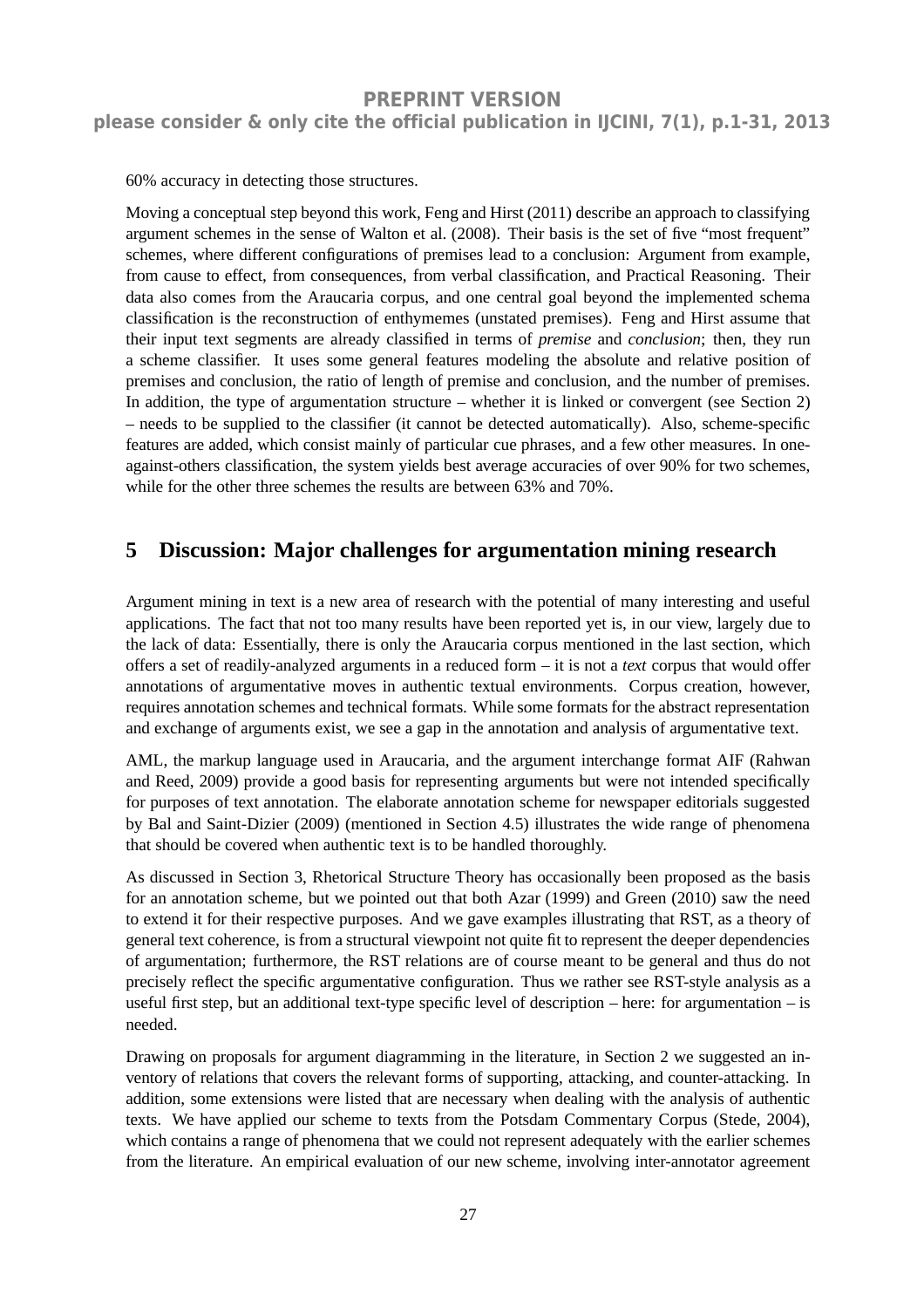60% accuracy in detecting those structures.

Moving a conceptual step beyond this work, Feng and Hirst (2011) describe an approach to classifying argument schemes in the sense of Walton et al. (2008). Their basis is the set of five “most frequent” schemes, where different configurations of premises lead to a conclusion: Argument from example, from cause to effect, from consequences, from verbal classification, and Practical Reasoning. Their data also comes from the Araucaria corpus, and one central goal beyond the implemented schema classification is the reconstruction of enthymemes (unstated premises). Feng and Hirst assume that their input text segments are already classified in terms of *premise* and *conclusion*; then, they run a scheme classifier. It uses some general features modeling the absolute and relative position of premises and conclusion, the ratio of length of premise and conclusion, and the number of premises. In addition, the type of argumentation structure – whether it is linked or convergent (see Section 2) – needs to be supplied to the classifier (it cannot be detected automatically). Also, scheme-specific features are added, which consist mainly of particular cue phrases, and a few other measures. In one-against-others classification, the system yields best average accuracies of over 90% for two schemes, while for the other three schemes the results are between 63% and 70%.

## 5 Discussion: Major challenges for argumentation mining research

Argument mining in text is a new area of research with the potential of many interesting and useful applications. The fact that not too many results have been reported yet is, in our view, largely due to the lack of data: Essentially, there is only the Araucaria corpus mentioned in the last section, which offers a set of readily-analyzed arguments in a reduced form – it is not a *text* corpus that would offer annotations of argumentative moves in authentic textual environments. Corpus creation, however, requires annotation schemes and technical formats. While some formats for the abstract representation and exchange of arguments exist, we see a gap in the annotation and analysis of argumentative text.

AML, the markup language used in Araucaria, and the argument interchange format AIF (Rahwan and Reed, 2009) provide a good basis for representing arguments but were not intended specifically for purposes of text annotation. The elaborate annotation scheme for newspaper editorials suggested by Bal and Saint-Dizier (2009) (mentioned in Section 4.5) illustrates the wide range of phenomena that should be covered when authentic text is to be handled thoroughly.

As discussed in Section 3, Rhetorical Structure Theory has occasionally been proposed as the basis for an annotation scheme, but we pointed out that both Azar (1999) and Green (2010) saw the need to extend it for their respective purposes. And we gave examples illustrating that RST, as a theory of general text coherence, is from a structural viewpoint not quite fit to represent the deeper dependencies of argumentation; furthermore, the RST relations are of course meant to be general and thus do not precisely reflect the specific argumentative configuration. Thus we rather see RST-style analysis as a useful first step, but an additional text-type specific level of description – here: for argumentation – is needed.

Drawing on proposals for argument diagramming in the literature, in Section 2 we suggested an inventory of relations that covers the relevant forms of supporting, attacking, and counter-attacking. In addition, some extensions were listed that are necessary when dealing with the analysis of authentic texts. We have applied our scheme to texts from the Potsdam Commentary Corpus (Stede, 2004), which contains a range of phenomena that we could not represent adequately with the earlier schemes from the literature. An empirical evaluation of our new scheme, involving inter-annotator agreement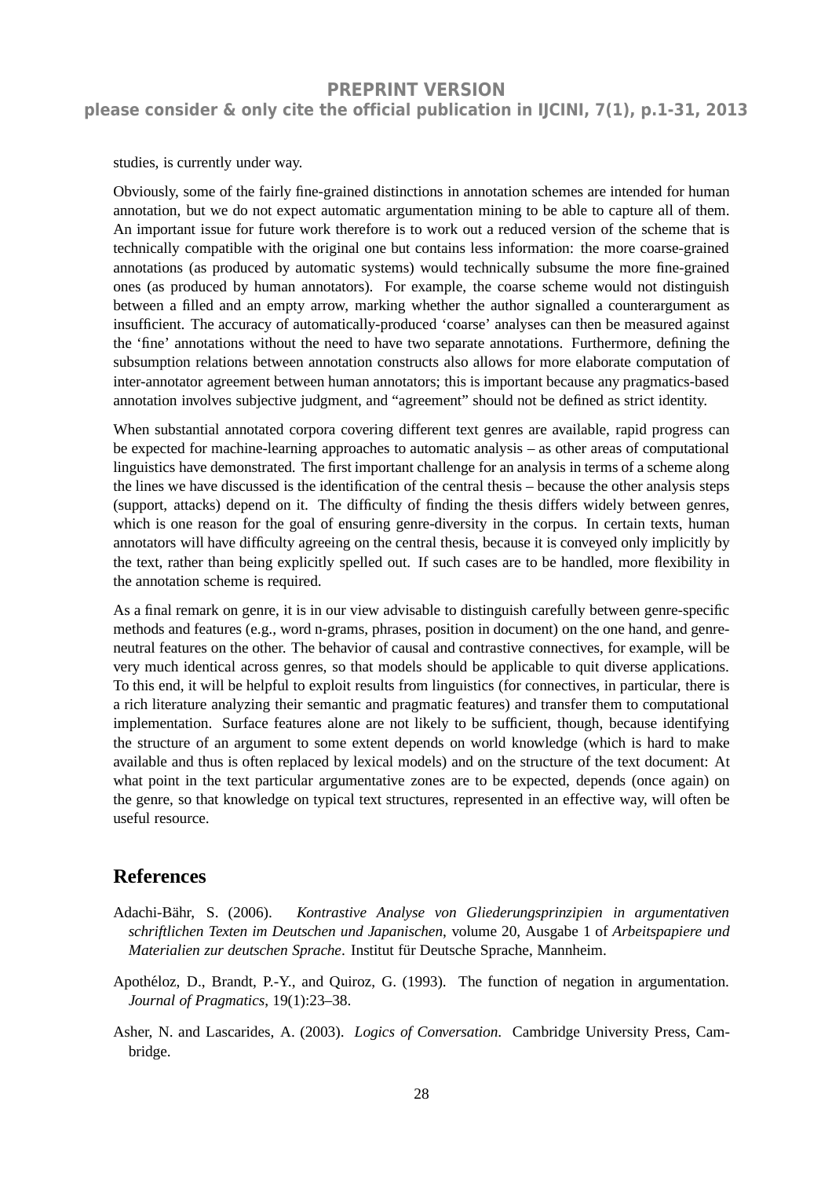studies, is currently under way.

Obviously, some of the fairly fine-grained distinctions in annotation schemes are intended for human annotation, but we do not expect automatic argumentation mining to be able to capture all of them. An important issue for future work therefore is to work out a reduced version of the scheme that is technically compatible with the original one but contains less information: the more coarse-grained annotations (as produced by automatic systems) would technically subsume the more fine-grained ones (as produced by human annotators). For example, the coarse scheme would not distinguish between a filled and an empty arrow, marking whether the author signalled a counterargument as insufficient. The accuracy of automatically-produced 'coarse' analyses can then be measured against the 'fine' annotations without the need to have two separate annotations. Furthermore, defining the subsumption relations between annotation constructs also allows for more elaborate computation of inter-annotator agreement between human annotators; this is important because any pragmatics-based annotation involves subjective judgment, and "agreement" should not be defined as strict identity.

When substantial annotated corpora covering different text genres are available, rapid progress can be expected for machine-learning approaches to automatic analysis – as other areas of computational linguistics have demonstrated. The first important challenge for an analysis in terms of a scheme along the lines we have discussed is the identification of the central thesis – because the other analysis steps (support, attacks) depend on it. The difficulty of finding the thesis differs widely between genres, which is one reason for the goal of ensuring genre-diversity in the corpus. In certain texts, human annotators will have difficulty agreeing on the central thesis, because it is conveyed only implicitly by the text, rather than being explicitly spelled out. If such cases are to be handled, more flexibility in the annotation scheme is required.

As a final remark on genre, it is in our view advisable to distinguish carefully between genre-specific methods and features (e.g., word n-grams, phrases, position in document) on the one hand, and genre-neutral features on the other. The behavior of causal and contrastive connectives, for example, will be very much identical across genres, so that models should be applicable to quit diverse applications. To this end, it will be helpful to exploit results from linguistics (for connectives, in particular, there is a rich literature analyzing their semantic and pragmatic features) and transfer them to computational implementation. Surface features alone are not likely to be sufficient, though, because identifying the structure of an argument to some extent depends on world knowledge (which is hard to make available and thus is often replaced by lexical models) and on the structure of the text document: At what point in the text particular argumentative zones are to be expected, depends (once again) on the genre, so that knowledge on typical text structures, represented in an effective way, will often be useful resource.

## References

Adachi-Bähr, S. (2006). *Kontrastive Analyse von Gliederungsprinzipien in argumentativen schriftlichen Texten im Deutschen und Japanischen*, volume 20, Ausgabe 1 of *Arbeitspapiere und Materialien zur deutschen Sprache*. Institut für Deutsche Sprache, Mannheim.

Apothéloz, D., Brandt, P.-Y., and Quiroz, G. (1993). The function of negation in argumentation. *Journal of Pragmatics*, 19(1):23–38.

Asher, N. and Lascarides, A. (2003). *Logics of Conversation*. Cambridge University Press, Cambridge.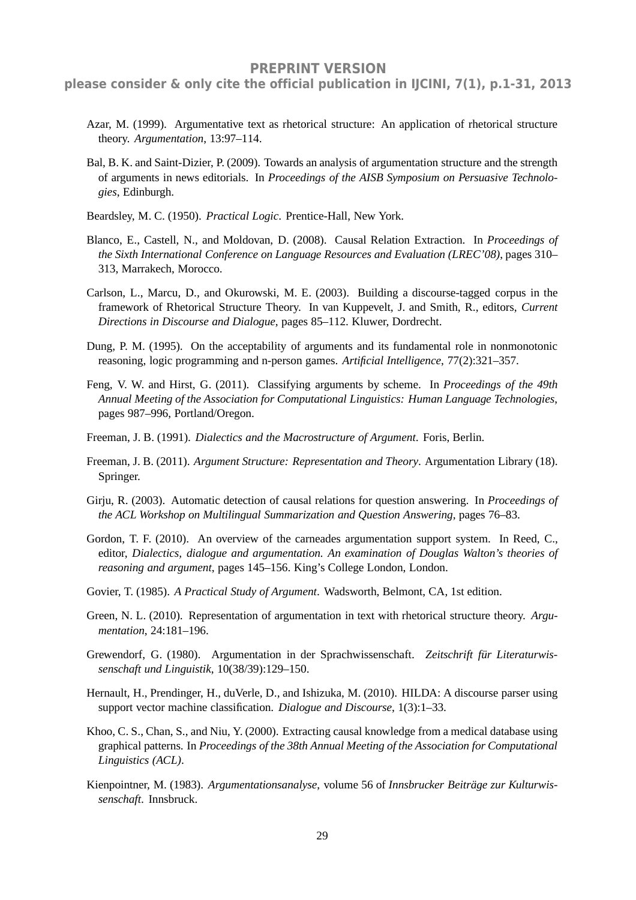Azar, M. (1999). Argumentative text as rhetorical structure: An application of rhetorical structure theory. *Argumentation*, 13:97–114.

Bal, B. K. and Saint-Dizier, P. (2009). Towards an analysis of argumentation structure and the strength of arguments in news editorials. In *Proceedings of the AISB Symposium on Persuasive Technologies*, Edinburgh.

Beardsley, M. C. (1950). *Practical Logic*. Prentice-Hall, New York.

Blanco, E., Castell, N., and Moldovan, D. (2008). Causal Relation Extraction. In *Proceedings of the Sixth International Conference on Language Resources and Evaluation (LREC'08)*, pages 310–313, Marrakech, Morocco.

Carlson, L., Marcu, D., and Okurowski, M. E. (2003). Building a discourse-tagged corpus in the framework of Rhetorical Structure Theory. In van Kuppevelt, J. and Smith, R., editors, *Current Directions in Discourse and Dialogue*, pages 85–112. Kluwer, Dordrecht.

Dung, P. M. (1995). On the acceptability of arguments and its fundamental role in nonmonotonic reasoning, logic programming and n-person games. *Artificial Intelligence*, 77(2):321–357.

Feng, V. W. and Hirst, G. (2011). Classifying arguments by scheme. In *Proceedings of the 49th Annual Meeting of the Association for Computational Linguistics: Human Language Technologies*, pages 987–996, Portland/Oregon.

Freeman, J. B. (1991). *Dialectics and the Macrostructure of Argument*. Foris, Berlin.

Freeman, J. B. (2011). *Argument Structure: Representation and Theory*. Argumentation Library (18). Springer.

Girju, R. (2003). Automatic detection of causal relations for question answering. In *Proceedings of the ACL Workshop on Multilingual Summarization and Question Answering*, pages 76–83.

Gordon, T. F. (2010). An overview of the carneades argumentation support system. In Reed, C., editor, *Dialectics, dialogue and argumentation. An examination of Douglas Walton's theories of reasoning and argument*, pages 145–156. King's College London, London.

Govier, T. (1985). *A Practical Study of Argument*. Wadsworth, Belmont, CA, 1st edition.

Green, N. L. (2010). Representation of argumentation in text with rhetorical structure theory. *Argumentation*, 24:181–196.

Grewendorf, G. (1980). Argumentation in der Sprachwissenschaft. *Zeitschrift für Literaturwissenschaft und Linguistik*, 10(38/39):129–150.

Hernault, H., Prendinger, H., duVerle, D., and Ishizuka, M. (2010). HILDA: A discourse parser using support vector machine classification. *Dialogue and Discourse*, 1(3):1–33.

Khoo, C. S., Chan, S., and Niu, Y. (2000). Extracting causal knowledge from a medical database using graphical patterns. In *Proceedings of the 38th Annual Meeting of the Association for Computational Linguistics (ACL)*.

Kienpointner, M. (1983). *Argumentationsanalyse*, volume 56 of *Innsbrucker Beiträge zur Kulturwissenschaft*. Innsbruck.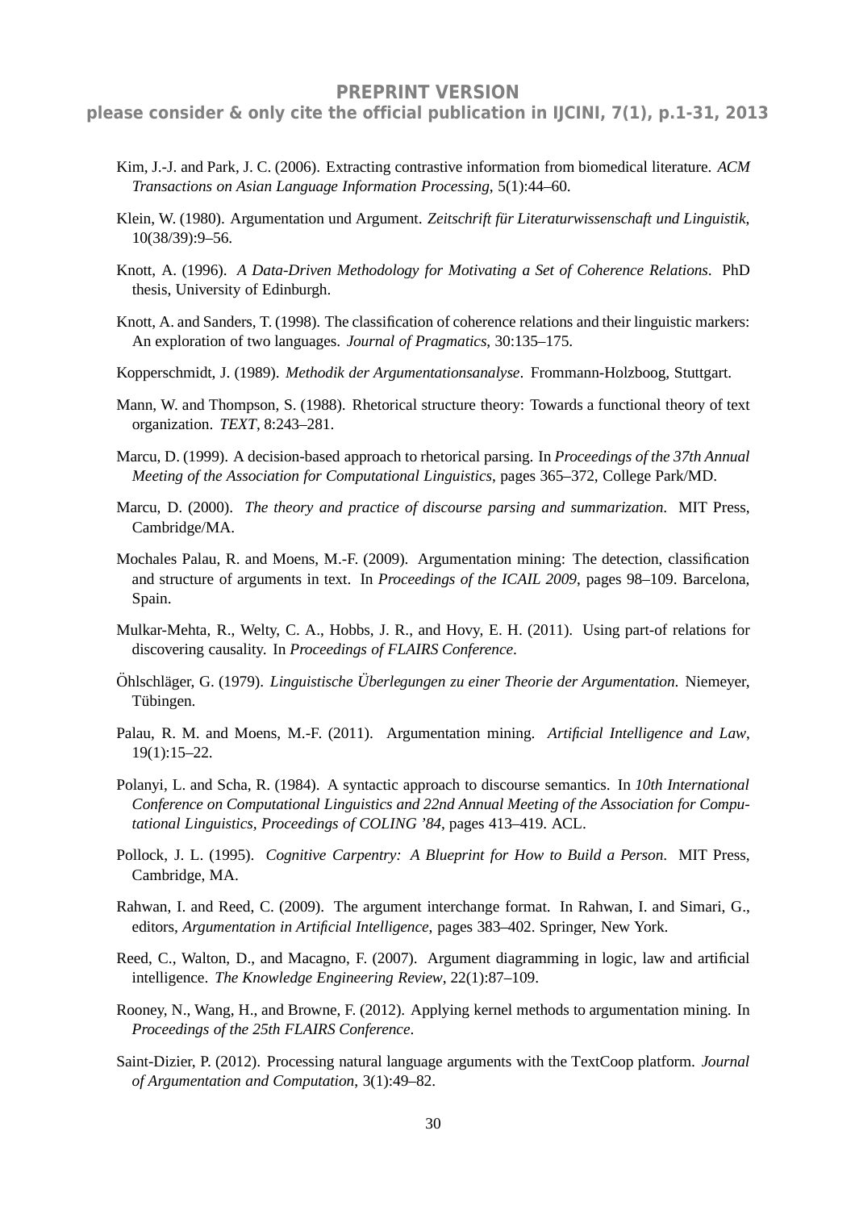Kim, J.-J. and Park, J. C. (2006). Extracting contrastive information from biomedical literature. *ACM Transactions on Asian Language Information Processing*, 5(1):44–60.

Klein, W. (1980). Argumentation und Argument. *Zeitschrift für Literaturwissenschaft und Linguistik*, 10(38/39):9–56.

Knott, A. (1996). *A Data-Driven Methodology for Motivating a Set of Coherence Relations*. PhD thesis, University of Edinburgh.

Knott, A. and Sanders, T. (1998). The classification of coherence relations and their linguistic markers: An exploration of two languages. *Journal of Pragmatics*, 30:135–175.

Kopperschmidt, J. (1989). *Methodik der Argumentationsanalyse*. Frommann-Holzboog, Stuttgart.

Mann, W. and Thompson, S. (1988). Rhetorical structure theory: Towards a functional theory of text organization. *TEXT*, 8:243–281.

Marcu, D. (1999). A decision-based approach to rhetorical parsing. In *Proceedings of the 37th Annual Meeting of the Association for Computational Linguistics*, pages 365–372, College Park/MD.

Marcu, D. (2000). *The theory and practice of discourse parsing and summarization*. MIT Press, Cambridge/MA.

Mochales Palau, R. and Moens, M.-F. (2009). Argumentation mining: The detection, classification and structure of arguments in text. In *Proceedings of the ICAIL 2009*, pages 98–109. Barcelona, Spain.

Mulkar-Mehta, R., Welty, C. A., Hobbs, J. R., and Hovy, E. H. (2011). Using part-of relations for discovering causality. In *Proceedings of FLAIRS Conference*.

Öhlschläger, G. (1979). *Linguistische Überlegungen zu einer Theorie der Argumentation*. Niemeyer, Tübingen.

Palau, R. M. and Moens, M.-F. (2011). Argumentation mining. *Artificial Intelligence and Law*, 19(1):15–22.

Polanyi, L. and Scha, R. (1984). A syntactic approach to discourse semantics. In *10th International Conference on Computational Linguistics and 22nd Annual Meeting of the Association for Computational Linguistics, Proceedings of COLING '84*, pages 413–419. ACL.

Pollock, J. L. (1995). *Cognitive Carpentry: A Blueprint for How to Build a Person*. MIT Press, Cambridge, MA.

Rahwan, I. and Reed, C. (2009). The argument interchange format. In Rahwan, I. and Simari, G., editors, *Argumentation in Artificial Intelligence*, pages 383–402. Springer, New York.

Reed, C., Walton, D., and Macagno, F. (2007). Argument diagramming in logic, law and artificial intelligence. *The Knowledge Engineering Review*, 22(1):87–109.

Rooney, N., Wang, H., and Browne, F. (2012). Applying kernel methods to argumentation mining. In *Proceedings of the 25th FLAIRS Conference*.

Saint-Dizier, P. (2012). Processing natural language arguments with the TextCoop platform. *Journal of Argumentation and Computation*, 3(1):49–82.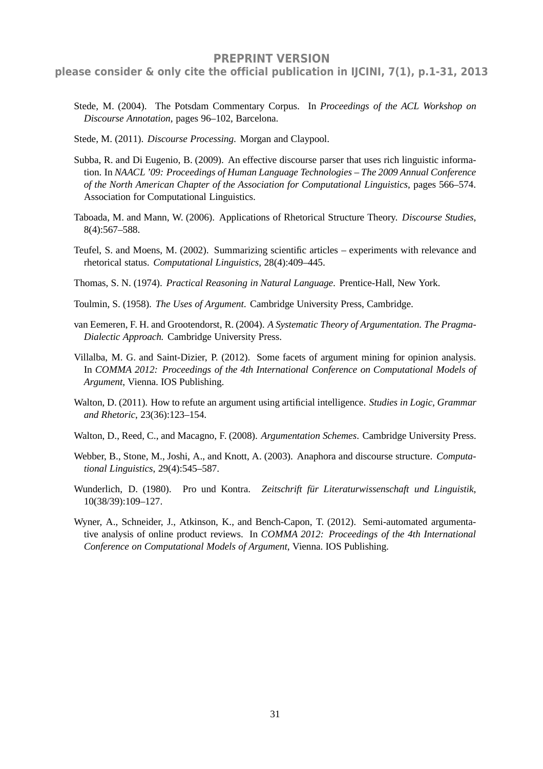Stede, M. (2004). The Potsdam Commentary Corpus. In *Proceedings of the ACL Workshop on Discourse Annotation*, pages 96–102, Barcelona.

Stede, M. (2011). *Discourse Processing*. Morgan and Claypool.

Subba, R. and Di Eugenio, B. (2009). An effective discourse parser that uses rich linguistic information. In *NAACL '09: Proceedings of Human Language Technologies – The 2009 Annual Conference of the North American Chapter of the Association for Computational Linguistics*, pages 566–574. Association for Computational Linguistics.

Taboada, M. and Mann, W. (2006). Applications of Rhetorical Structure Theory. *Discourse Studies*, 8(4):567–588.

Teufel, S. and Moens, M. (2002). Summarizing scientific articles – experiments with relevance and rhetorical status. *Computational Linguistics*, 28(4):409–445.

Thomas, S. N. (1974). *Practical Reasoning in Natural Language*. Prentice-Hall, New York.

Toulmin, S. (1958). *The Uses of Argument*. Cambridge University Press, Cambridge.

van Eemeren, F. H. and Grootendorst, R. (2004). *A Systematic Theory of Argumentation. The Pragma-Dialectic Approach.* Cambridge University Press.

Villalba, M. G. and Saint-Dizier, P. (2012). Some facets of argument mining for opinion analysis. In *COMMA 2012: Proceedings of the 4th International Conference on Computational Models of Argument*, Vienna. IOS Publishing.

Walton, D. (2011). How to refute an argument using artificial intelligence. *Studies in Logic, Grammar and Rhetoric*, 23(36):123–154.

Walton, D., Reed, C., and Macagno, F. (2008). *Argumentation Schemes*. Cambridge University Press.

Webber, B., Stone, M., Joshi, A., and Knott, A. (2003). Anaphora and discourse structure. *Computational Linguistics*, 29(4):545–587.

Wunderlich, D. (1980). Pro und Kontra. *Zeitschrift für Literaturwissenschaft und Linguistik*, 10(38/39):109–127.

Wyner, A., Schneider, J., Atkinson, K., and Bench-Capon, T. (2012). Semi-automated argumentative analysis of online product reviews. In *COMMA 2012: Proceedings of the 4th International Conference on Computational Models of Argument*, Vienna. IOS Publishing.